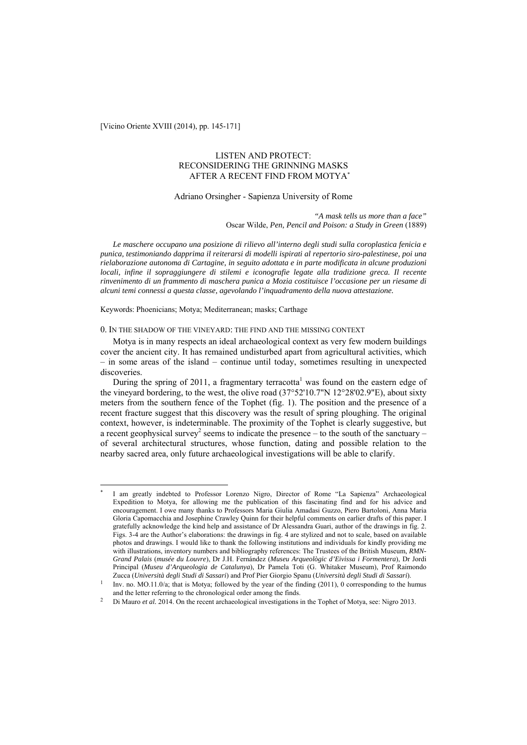[Vicino Oriente XVIII (2014), pp. 145-171]

# LISTEN AND PROTECT: RECONSIDERING THE GRINNING MASKS AFTER A RECENT FIND FROM MOTYA*

Adriano Orsingher - Sapienza University of Rome

*"A mask tells us more than a face"*
Oscar Wilde, *Pen, Pencil and Poison: a Study in Green* (1889)

*Le maschere occupano una posizione di rilievo all'interno degli studi sulla coroplastica fenicia e punica, testimoniando dapprima il reiterarsi di modelli ispirati al repertorio siro-palestinese, poi una rielaborazione autonoma di Cartagine, in seguito adottata e in parte modificata in alcune produzioni locali, infine il sopraggiungere di stilemi e iconografie legate alla tradizione greca. Il recente rinvenimento di un frammento di maschera punica a Mozia costituisce l'occasione per un riesame di alcuni temi connessi a questa classe, agevolando l'inquadramento della nuova attestazione.*

Keywords: Phoenicians; Motya; Mediterranean; masks; Carthage

## 0. In the shadow of the vineyard: the find and the missing context

Motya is in many respects an ideal archaeological context as very few modern buildings cover the ancient city. It has remained undisturbed apart from agricultural activities, which – in some areas of the island – continue until today, sometimes resulting in unexpected discoveries.

During the spring of 2011, a fragmentary terracotta[1] was found on the eastern edge of the vineyard bordering, to the west, the olive road (37°52'10.7"N 12°28'02.9"E), about sixty meters from the southern fence of the Tophet (fig. 1). The position and the presence of a recent fracture suggest that this discovery was the result of spring ploughing. The original context, however, is indeterminable. The proximity of the Tophet is clearly suggestive, but a recent geophysical survey[2] seems to indicate the presence – to the south of the sanctuary – of several architectural structures, whose function, dating and possible relation to the nearby sacred area, only future archaeological investigations will be able to clarify.

---

\* I am greatly indebted to Professor Lorenzo Nigro, Director of Rome "La Sapienza" Archaeological Expedition to Motya, for allowing me the publication of this fascinating find and for his advice and encouragement. I owe many thanks to Professors Maria Giulia Amadasi Guzzo, Piero Bartoloni, Anna Maria Gloria Capomacchia and Josephine Crawley Quinn for their helpful comments on earlier drafts of this paper. I gratefully acknowledge the kind help and assistance of Dr Alessandra Guari, author of the drawings in fig. 2. Figs. 3-4 are the Author's elaborations: the drawings in fig. 4 are stylized and not to scale, based on available photos and drawings. I would like to thank the following institutions and individuals for kindly providing me with illustrations, inventory numbers and bibliography references: The Trustees of the British Museum, *RMN-Grand Palais* (*musée du Louvre*), Dr J.H. Fernández (*Museu Arqueològic d'Eivissa i Formentera*), Dr Jordi Principal (*Museu d'Arqueologia de Catalunya*), Dr Pamela Toti (G. Whitaker Museum), Prof Raimondo Zucca (*Università degli Studi di Sassari*) and Prof Pier Giorgio Spanu (*Università degli Studi di Sassari*).

[1] Inv. no. MO.11.0/a; that is Motya; followed by the year of the finding (2011), 0 corresponding to the humus and the letter referring to the chronological order among the finds.

[2] Di Mauro *et al.* 2014. On the recent archaeological investigations in the Tophet of Motya, see: Nigro 2013.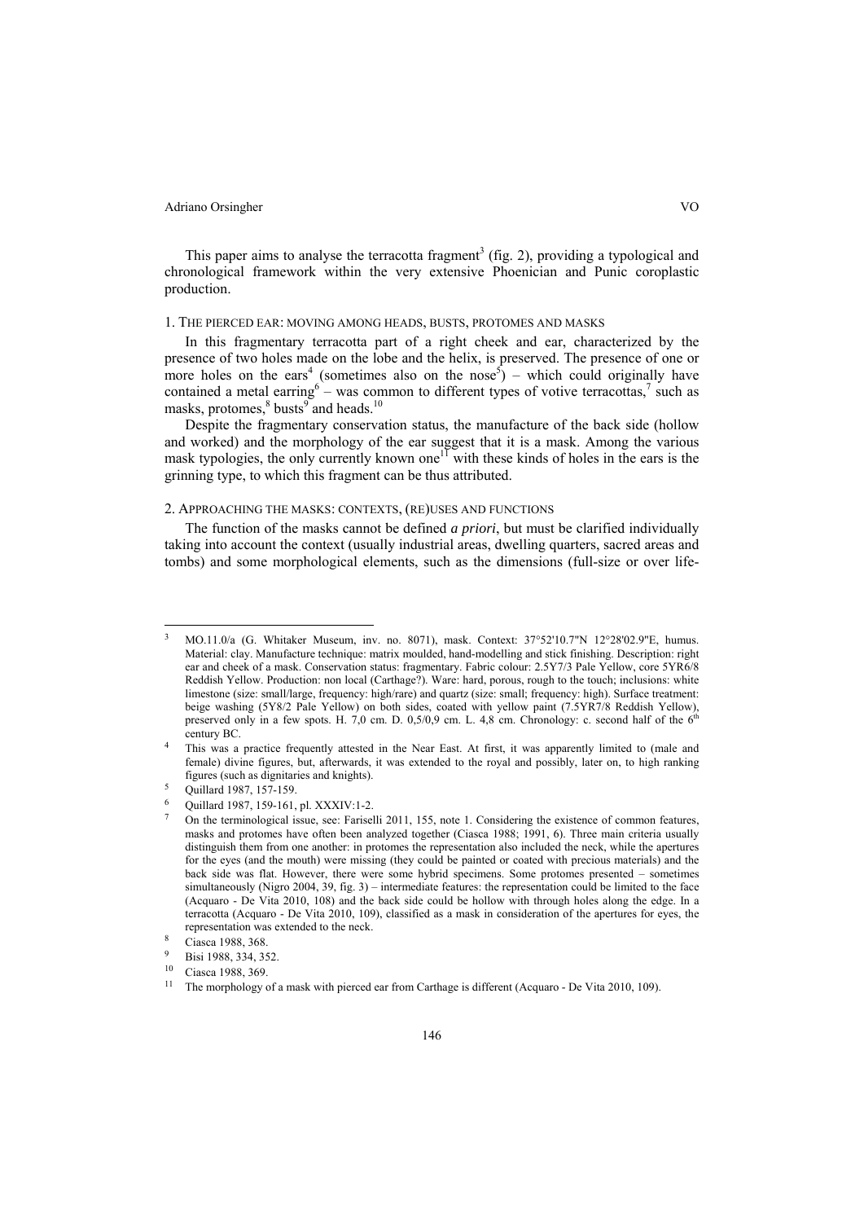This paper aims to analyse the terracotta fragment[3] (fig. 2), providing a typological and chronological framework within the very extensive Phoenician and Punic coroplastic production.

## 1. The pierced ear: moving among heads, busts, protomes and masks

In this fragmentary terracotta part of a right cheek and ear, characterized by the presence of two holes made on the lobe and the helix, is preserved. The presence of one or more holes on the ears[4] (sometimes also on the nose[5]) – which could originally have contained a metal earring[6] – was common to different types of votive terracottas,[7] such as masks, protomes,[8] busts[9] and heads.[10]

Despite the fragmentary conservation status, the manufacture of the back side (hollow and worked) and the morphology of the ear suggest that it is a mask. Among the various mask typologies, the only currently known one[11] with these kinds of holes in the ears is the grinning type, to which this fragment can be thus attributed.

## 2. Approaching the masks: contexts, (re)uses and functions

The function of the masks cannot be defined *a priori*, but must be clarified individually taking into account the context (usually industrial areas, dwelling quarters, sacred areas and tombs) and some morphological elements, such as the dimensions (full-size or over life-

---

[3] MO.11.0/a (G. Whitaker Museum, inv. no. 8071), mask. Context: 37°52'10.7"N 12°28'02.9"E, humus. Material: clay. Manufacture technique: matrix moulded, hand-modelling and stick finishing. Description: right ear and cheek of a mask. Conservation status: fragmentary. Fabric colour: 2.5Y7/3 Pale Yellow, core 5YR6/8 Reddish Yellow. Production: non local (Carthage?). Ware: hard, porous, rough to the touch; inclusions: white limestone (size: small/large, frequency: high/rare) and quartz (size: small; frequency: high). Surface treatment: beige washing (5Y8/2 Pale Yellow) on both sides, coated with yellow paint (7.5YR7/8 Reddish Yellow), preserved only in a few spots. H. 7,0 cm. D. 0,5/0,9 cm. L. 4,8 cm. Chronology: c. second half of the 6th century BC.

[4] This was a practice frequently attested in the Near East. At first, it was apparently limited to (male and female) divine figures, but, afterwards, it was extended to the royal and possibly, later on, to high ranking figures (such as dignitaries and knights).

[5] Quillard 1987, 157-159.

[6] Quillard 1987, 159-161, pl. XXXIV:1-2.

[7] On the terminological issue, see: Fariselli 2011, 155, note 1. Considering the existence of common features, masks and protomes have often been analyzed together (Ciasca 1988; 1991, 6). Three main criteria usually distinguish them from one another: in protomes the representation also included the neck, while the apertures for the eyes (and the mouth) were missing (they could be painted or coated with precious materials) and the back side was flat. However, there were some hybrid specimens. Some protomes presented – sometimes simultaneously (Nigro 2004, 39, fig. 3) – intermediate features: the representation could be limited to the face (Acquaro - De Vita 2010, 108) and the back side could be hollow with through holes along the edge. In a terracotta (Acquaro - De Vita 2010, 109), classified as a mask in consideration of the apertures for eyes, the representation was extended to the neck.

[8] Ciasca 1988, 368.

[9] Bisi 1988, 334, 352.

[10] Ciasca 1988, 369.

[11] The morphology of a mask with pierced ear from Carthage is different (Acquaro - De Vita 2010, 109).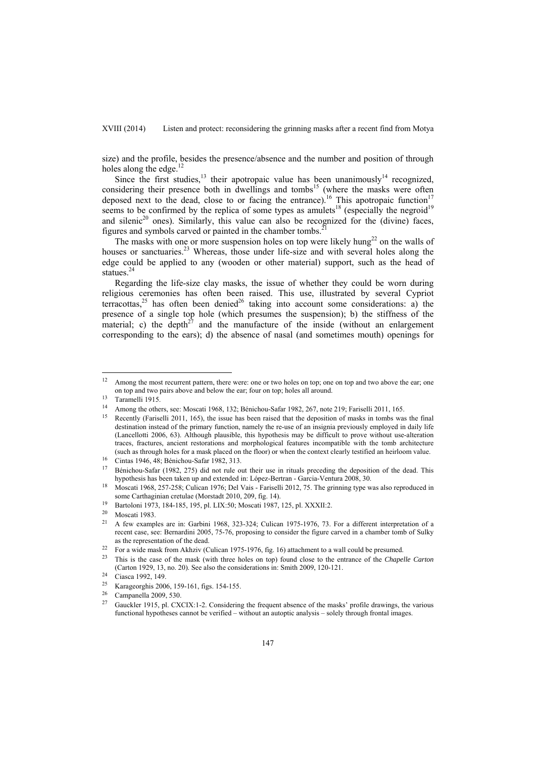size) and the profile, besides the presence/absence and the number and position of through holes along the edge.[12]

Since the first studies,[13] their apotropaic value has been unanimously[14] recognized, considering their presence both in dwellings and tombs[15] (where the masks were often deposed next to the dead, close to or facing the entrance).[16] This apotropaic function[17] seems to be confirmed by the replica of some types as amulets[18] (especially the negroid[19] and silenic[20] ones). Similarly, this value can also be recognized for the (divine) faces, figures and symbols carved or painted in the chamber tombs.[21]

The masks with one or more suspension holes on top were likely hung[22] on the walls of houses or sanctuaries.[23] Whereas, those under life-size and with several holes along the edge could be applied to any (wooden or other material) support, such as the head of statues.[24]

Regarding the life-size clay masks, the issue of whether they could be worn during religious ceremonies has often been raised. This use, illustrated by several Cypriot terracottas,[25] has often been denied[26] taking into account some considerations: a) the presence of a single top hole (which presumes the suspension); b) the stiffness of the material; c) the depth[27] and the manufacture of the inside (without an enlargement corresponding to the ears); d) the absence of nasal (and sometimes mouth) openings for

---

[12] Among the most recurrent pattern, there were: one or two holes on top; one on top and two above the ear; one on top and two pairs above and below the ear; four on top; holes all around.

[13] Taramelli 1915.

[14] Among the others, see: Moscati 1968, 132; Bénichou-Safar 1982, 267, note 219; Fariselli 2011, 165.

[15] Recently (Fariselli 2011, 165), the issue has been raised that the deposition of masks in tombs was the final destination instead of the primary function, namely the re-use of an insignia previously employed in daily life (Lancellotti 2006, 63). Although plausible, this hypothesis may be difficult to prove without use-alteration traces, fractures, ancient restorations and morphological features incompatible with the tomb architecture (such as through holes for a mask placed on the floor) or when the context clearly testified an heirloom value.

[16] Cintas 1946, 48; Bénichou-Safar 1982, 313.

[17] Bénichou-Safar (1982, 275) did not rule out their use in rituals preceding the deposition of the dead. This hypothesis has been taken up and extended in: López-Bertran - Garcia-Ventura 2008, 30.

[18] Moscati 1968, 257-258; Culican 1976; Del Vais - Fariselli 2012, 75. The grinning type was also reproduced in some Carthaginian cretulae (Morstadt 2010, 209, fig. 14).

[19] Bartoloni 1973, 184-185, 195, pl. LIX:50; Moscati 1987, 125, pl. XXXII:2.

[20] Moscati 1983.

[21] A few examples are in: Garbini 1968, 323-324; Culican 1975-1976, 73. For a different interpretation of a recent case, see: Bernardini 2005, 75-76, proposing to consider the figure carved in a chamber tomb of Sulky as the representation of the dead.

[22] For a wide mask from Akhziv (Culican 1975-1976, fig. 16) attachment to a wall could be presumed.

[23] This is the case of the mask (with three holes on top) found close to the entrance of the *Chapelle Carton* (Carton 1929, 13, no. 20). See also the considerations in: Smith 2009, 120-121.

[24] Ciasca 1992, 149.

[25] Karageorghis 2006, 159-161, figs. 154-155.

[26] Campanella 2009, 530.

[27] Gauckler 1915, pl. CXCIX:1-2. Considering the frequent absence of the masks' profile drawings, the various functional hypotheses cannot be verified – without an autoptic analysis – solely through frontal images.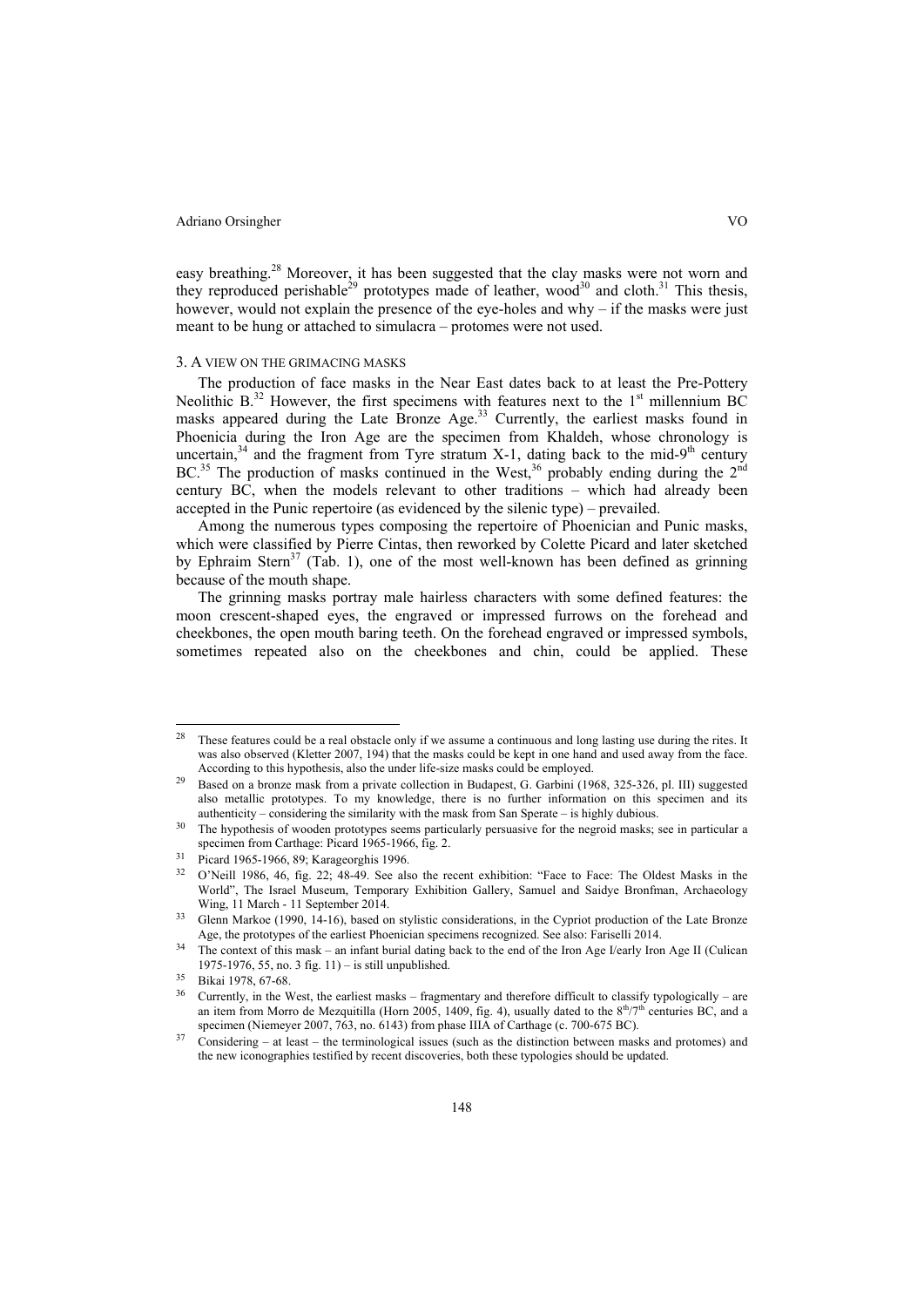easy breathing.[28] Moreover, it has been suggested that the clay masks were not worn and they reproduced perishable[29] prototypes made of leather, wood[30] and cloth.[31] This thesis, however, would not explain the presence of the eye-holes and why – if the masks were just meant to be hung or attached to simulacra – protomes were not used.

## 3. A VIEW ON THE GRIMACING MASKS

The production of face masks in the Near East dates back to at least the Pre-Pottery Neolithic B.[32] However, the first specimens with features next to the 1st millennium BC masks appeared during the Late Bronze Age.[33] Currently, the earliest masks found in Phoenicia during the Iron Age are the specimen from Khaldeh, whose chronology is uncertain,[34] and the fragment from Tyre stratum X-1, dating back to the mid-9th century BC.[35] The production of masks continued in the West,[36] probably ending during the 2nd century BC, when the models relevant to other traditions – which had already been accepted in the Punic repertoire (as evidenced by the silenic type) – prevailed.

Among the numerous types composing the repertoire of Phoenician and Punic masks, which were classified by Pierre Cintas, then reworked by Colette Picard and later sketched by Ephraim Stern[37] (Tab. 1), one of the most well-known has been defined as grinning because of the mouth shape.

The grinning masks portray male hairless characters with some defined features: the moon crescent-shaped eyes, the engraved or impressed furrows on the forehead and cheekbones, the open mouth baring teeth. On the forehead engraved or impressed symbols, sometimes repeated also on the cheekbones and chin, could be applied. These

---

[28] These features could be a real obstacle only if we assume a continuous and long lasting use during the rites. It was also observed (Kletter 2007, 194) that the masks could be kept in one hand and used away from the face. According to this hypothesis, also the under life-size masks could be employed.

[29] Based on a bronze mask from a private collection in Budapest, G. Garbini (1968, 325-326, pl. III) suggested also metallic prototypes. To my knowledge, there is no further information on this specimen and its authenticity – considering the similarity with the mask from San Sperate – is highly dubious.

[30] The hypothesis of wooden prototypes seems particularly persuasive for the negroid masks; see in particular a specimen from Carthage: Picard 1965-1966, fig. 2.

[31] Picard 1965-1966, 89; Karageorghis 1996.

[32] O'Neill 1986, 46, fig. 22; 48-49. See also the recent exhibition: "Face to Face: The Oldest Masks in the World", The Israel Museum, Temporary Exhibition Gallery, Samuel and Saidye Bronfman, Archaeology Wing, 11 March - 11 September 2014.

[33] Glenn Markoe (1990, 14-16), based on stylistic considerations, in the Cypriot production of the Late Bronze Age, the prototypes of the earliest Phoenician specimens recognized. See also: Fariselli 2014.

[34] The context of this mask – an infant burial dating back to the end of the Iron Age I/early Iron Age II (Culican 1975-1976, 55, no. 3 fig. 11) – is still unpublished.

[35] Bikai 1978, 67-68.

[36] Currently, in the West, the earliest masks – fragmentary and therefore difficult to classify typologically – are an item from Morro de Mezquitilla (Horn 2005, 1409, fig. 4), usually dated to the 8th/7th centuries BC, and a specimen (Niemeyer 2007, 763, no. 6143) from phase IIIA of Carthage (c. 700-675 BC).

[37] Considering – at least – the terminological issues (such as the distinction between masks and protomes) and the new iconographies testified by recent discoveries, both these typologies should be updated.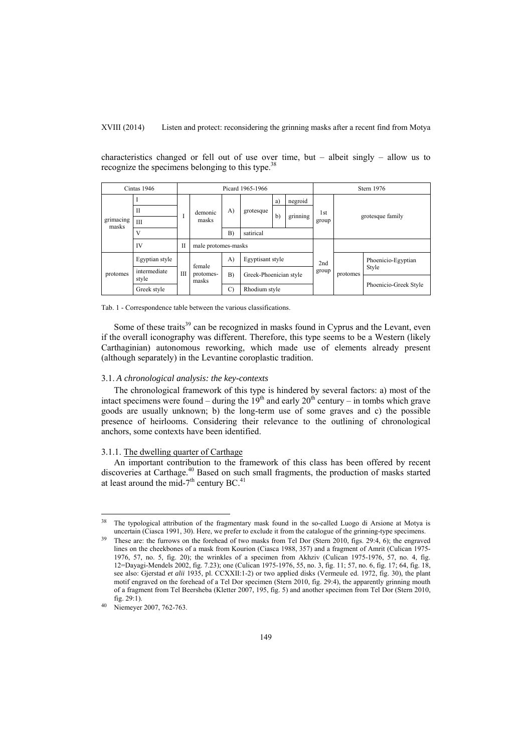characteristics changed or fell out of use over time, but – albeit singly – allow us to recognize the specimens belonging to this type.[38]

| Cintas 1946 | | Picard 1965-1966 | | | | | | Stern 1976 | | |
|---|---|---|---|---|---|---|---|---|---|---|
| grimacing masks | I | I | demonic masks | A) | grotesque | a) | negroid | 1st group | grotesque family | |
| | II | | | | | b) | grinning | | | |
| | III | | | | | | | | | |
| | V | | | B) | satirical | | | | | |
| | IV | II | male protomes-masks | | | | | 2nd group | | |
| protomes | Egyptian style | III | female protomes-masks | A) | Egyptisant style | | | | protomes | Phoenicio-Egyptian Style |
| | intermediate style | | | B) | Greek-Phoenician style | | | | | |
| | Greek style | | | C) | Rhodium style | | | | | Phoenicio-Greek Style |

Tab. 1 - Correspondence table between the various classifications.

Some of these traits[39] can be recognized in masks found in Cyprus and the Levant, even if the overall iconography was different. Therefore, this type seems to be a Western (likely Carthaginian) autonomous reworking, which made use of elements already present (although separately) in the Levantine coroplastic tradition.

### 3.1. *A chronological analysis: the key-contexts*

The chronological framework of this type is hindered by several factors: a) most of the intact specimens were found – during the 19th and early 20th century – in tombs which grave goods are usually unknown; b) the long-term use of some graves and c) the possible presence of heirlooms. Considering their relevance to the outlining of chronological anchors, some contexts have been identified.

#### 3.1.1. The dwelling quarter of Carthage

An important contribution to the framework of this class has been offered by recent discoveries at Carthage.[40] Based on such small fragments, the production of masks started at least around the mid-7th century BC.[41]

---

[38] The typological attribution of the fragmentary mask found in the so-called Luogo di Arsione at Motya is uncertain (Ciasca 1991, 30). Here, we prefer to exclude it from the catalogue of the grinning-type specimens.

[39] These are: the furrows on the forehead of two masks from Tel Dor (Stern 2010, figs. 29:4, 6); the engraved lines on the cheekbones of a mask from Kourion (Ciasca 1988, 357) and a fragment of Amrit (Culican 1975-1976, 57, no. 5, fig. 20); the wrinkles of a specimen from Akhziv (Culican 1975-1976, 57, no. 4, fig. 12=Dayagi-Mendels 2002, fig. 7.23); one (Culican 1975-1976, 55, no. 3, fig. 11; 57, no. 6, fig. 17; 64, fig. 18, see also: Gjerstad *et alii* 1935, pl. CCXXII:1-2) or two applied disks (Vermeule ed. 1972, fig. 30), the plant motif engraved on the forehead of a Tel Dor specimen (Stern 2010, fig. 29:4), the apparently grinning mouth of a fragment from Tel Beersheba (Kletter 2007, 195, fig. 5) and another specimen from Tel Dor (Stern 2010, fig. 29:1).

[40] Niemeyer 2007, 762-763.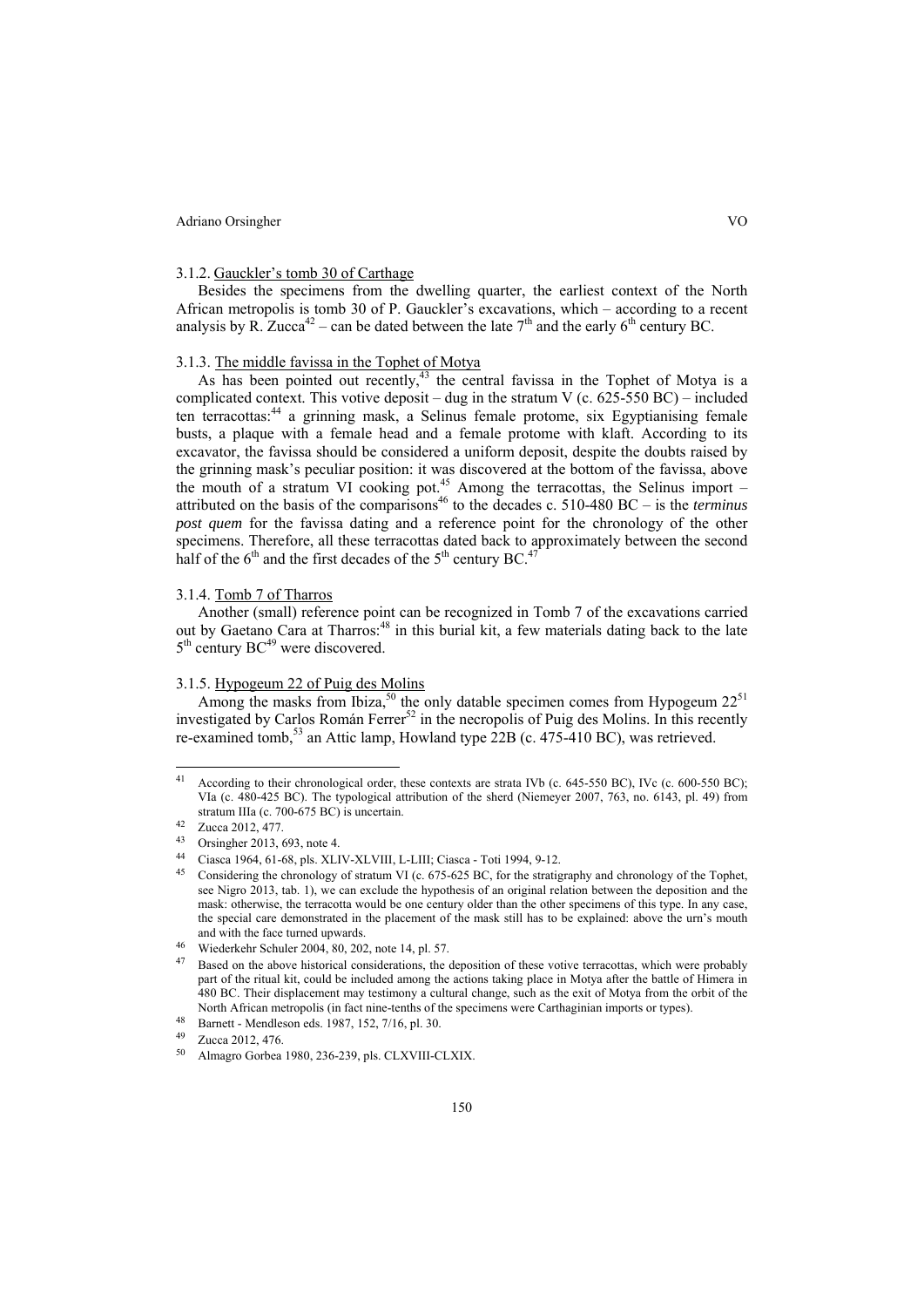#### 3.1.2. Gauckler's tomb 30 of Carthage

Besides the specimens from the dwelling quarter, the earliest context of the North African metropolis is tomb 30 of P. Gauckler's excavations, which – according to a recent analysis by R. Zucca[42] – can be dated between the late 7th and the early 6th century BC.

#### 3.1.3. The middle favissa in the Tophet of Motya

As has been pointed out recently,[43] the central favissa in the Tophet of Motya is a complicated context. This votive deposit – dug in the stratum V (c. 625-550 BC) – included ten terracottas:[44] a grinning mask, a Selinus female protome, six Egyptianising female busts, a plaque with a female head and a female protome with klaft. According to its excavator, the favissa should be considered a uniform deposit, despite the doubts raised by the grinning mask's peculiar position: it was discovered at the bottom of the favissa, above the mouth of a stratum VI cooking pot.[45] Among the terracottas, the Selinus import – attributed on the basis of the comparisons[46] to the decades c. 510-480 BC – is the *terminus post quem* for the favissa dating and a reference point for the chronology of the other specimens. Therefore, all these terracottas dated back to approximately between the second half of the 6th and the first decades of the 5th century BC.[47]

#### 3.1.4. Tomb 7 of Tharros

Another (small) reference point can be recognized in Tomb 7 of the excavations carried out by Gaetano Cara at Tharros:[48] in this burial kit, a few materials dating back to the late 5th century BC[49] were discovered.

#### 3.1.5. Hypogeum 22 of Puig des Molins

Among the masks from Ibiza,[50] the only datable specimen comes from Hypogeum 22[51] investigated by Carlos Román Ferrer[52] in the necropolis of Puig des Molins. In this recently re-examined tomb,[53] an Attic lamp, Howland type 22B (c. 475-410 BC), was retrieved.

---

[41] According to their chronological order, these contexts are strata IVb (c. 645-550 BC), IVc (c. 600-550 BC); VIa (c. 480-425 BC). The typological attribution of the sherd (Niemeyer 2007, 763, no. 6143, pl. 49) from stratum IIIa (c. 700-675 BC) is uncertain.

[42] Zucca 2012, 477.

[43] Orsingher 2013, 693, note 4.

[44] Ciasca 1964, 61-68, pls. XLIV-XLVIII, L-LIII; Ciasca - Toti 1994, 9-12.

[45] Considering the chronology of stratum VI (c. 675-625 BC, for the stratigraphy and chronology of the Tophet, see Nigro 2013, tab. 1), we can exclude the hypothesis of an original relation between the deposition and the mask: otherwise, the terracotta would be one century older than the other specimens of this type. In any case, the special care demonstrated in the placement of the mask still has to be explained: above the urn's mouth and with the face turned upwards.

[46] Wiederkehr Schuler 2004, 80, 202, note 14, pl. 57.

[47] Based on the above historical considerations, the deposition of these votive terracottas, which were probably part of the ritual kit, could be included among the actions taking place in Motya after the battle of Himera in 480 BC. Their displacement may testimony a cultural change, such as the exit of Motya from the orbit of the North African metropolis (in fact nine-tenths of the specimens were Carthaginian imports or types).

[48] Barnett - Mendleson eds. 1987, 152, 7/16, pl. 30.

[49] Zucca 2012, 476.

[50] Almagro Gorbea 1980, 236-239, pls. CLXVIII-CLXIX.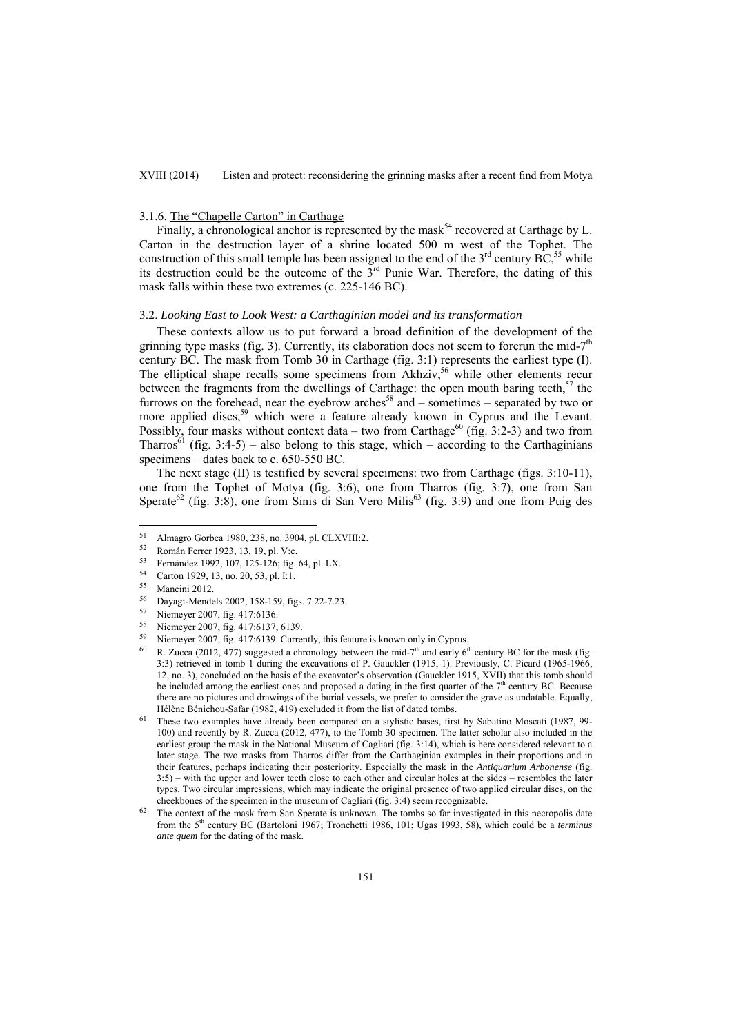### 3.1.6. The "Chapelle Carton" in Carthage

Finally, a chronological anchor is represented by the mask[54] recovered at Carthage by L. Carton in the destruction layer of a shrine located 500 m west of the Tophet. The construction of this small temple has been assigned to the end of the 3rd century BC,[55] while its destruction could be the outcome of the 3rd Punic War. Therefore, the dating of this mask falls within these two extremes (c. 225-146 BC).

### 3.2. *Looking East to Look West: a Carthaginian model and its transformation*

These contexts allow us to put forward a broad definition of the development of the grinning type masks (fig. 3). Currently, its elaboration does not seem to forerun the mid-7th century BC. The mask from Tomb 30 in Carthage (fig. 3:1) represents the earliest type (I). The elliptical shape recalls some specimens from Akhziv,[56] while other elements recur between the fragments from the dwellings of Carthage: the open mouth baring teeth,[57] the furrows on the forehead, near the eyebrow arches[58] and – sometimes – separated by two or more applied discs,[59] which were a feature already known in Cyprus and the Levant. Possibly, four masks without context data – two from Carthage[60] (fig. 3:2-3) and two from Tharros[61] (fig. 3:4-5) – also belong to this stage, which – according to the Carthaginians specimens – dates back to c. 650-550 BC.

The next stage (II) is testified by several specimens: two from Carthage (figs. 3:10-11), one from the Tophet of Motya (fig. 3:6), one from Tharros (fig. 3:7), one from San Sperate[62] (fig. 3:8), one from Sinis di San Vero Milis[63] (fig. 3:9) and one from Puig des

---

51 Almagro Gorbea 1980, 238, no. 3904, pl. CLXVIII:2.

52 Román Ferrer 1923, 13, 19, pl. V:c.

53 Fernández 1992, 107, 125-126; fig. 64, pl. LX.

54 Carton 1929, 13, no. 20, 53, pl. I:1.

55 Mancini 2012.

56 Dayagi-Mendels 2002, 158-159, figs. 7.22-7.23.

57 Niemeyer 2007, fig. 417:6136.

58 Niemeyer 2007, fig. 417:6137, 6139.

59 Niemeyer 2007, fig. 417:6139. Currently, this feature is known only in Cyprus.

60 R. Zucca (2012, 477) suggested a chronology between the mid-7th and early 6th century BC for the mask (fig. 3:3) retrieved in tomb 1 during the excavations of P. Gauckler (1915, 1). Previously, C. Picard (1965-1966, 12, no. 3), concluded on the basis of the excavator's observation (Gauckler 1915, XVII) that this tomb should be included among the earliest ones and proposed a dating in the first quarter of the 7th century BC. Because there are no pictures and drawings of the burial vessels, we prefer to consider the grave as undatable. Equally, Hélène Bénichou-Safar (1982, 419) excluded it from the list of dated tombs.

61 These two examples have already been compared on a stylistic bases, first by Sabatino Moscati (1987, 99-100) and recently by R. Zucca (2012, 477), to the Tomb 30 specimen. The latter scholar also included in the earliest group the mask in the National Museum of Cagliari (fig. 3:14), which is here considered relevant to a later stage. The two masks from Tharros differ from the Carthaginian examples in their proportions and in their features, perhaps indicating their posteriority. Especially the mask in the *Antiquarium Arbonense* (fig. 3:5) – with the upper and lower teeth close to each other and circular holes at the sides – resembles the later types. Two circular impressions, which may indicate the original presence of two applied circular discs, on the cheekbones of the specimen in the museum of Cagliari (fig. 3:4) seem recognizable.

62 The context of the mask from San Sperate is unknown. The tombs so far investigated in this necropolis date from the 5th century BC (Bartoloni 1967; Tronchetti 1986, 101; Ugas 1993, 58), which could be a ***terminus ante quem*** for the dating of the mask.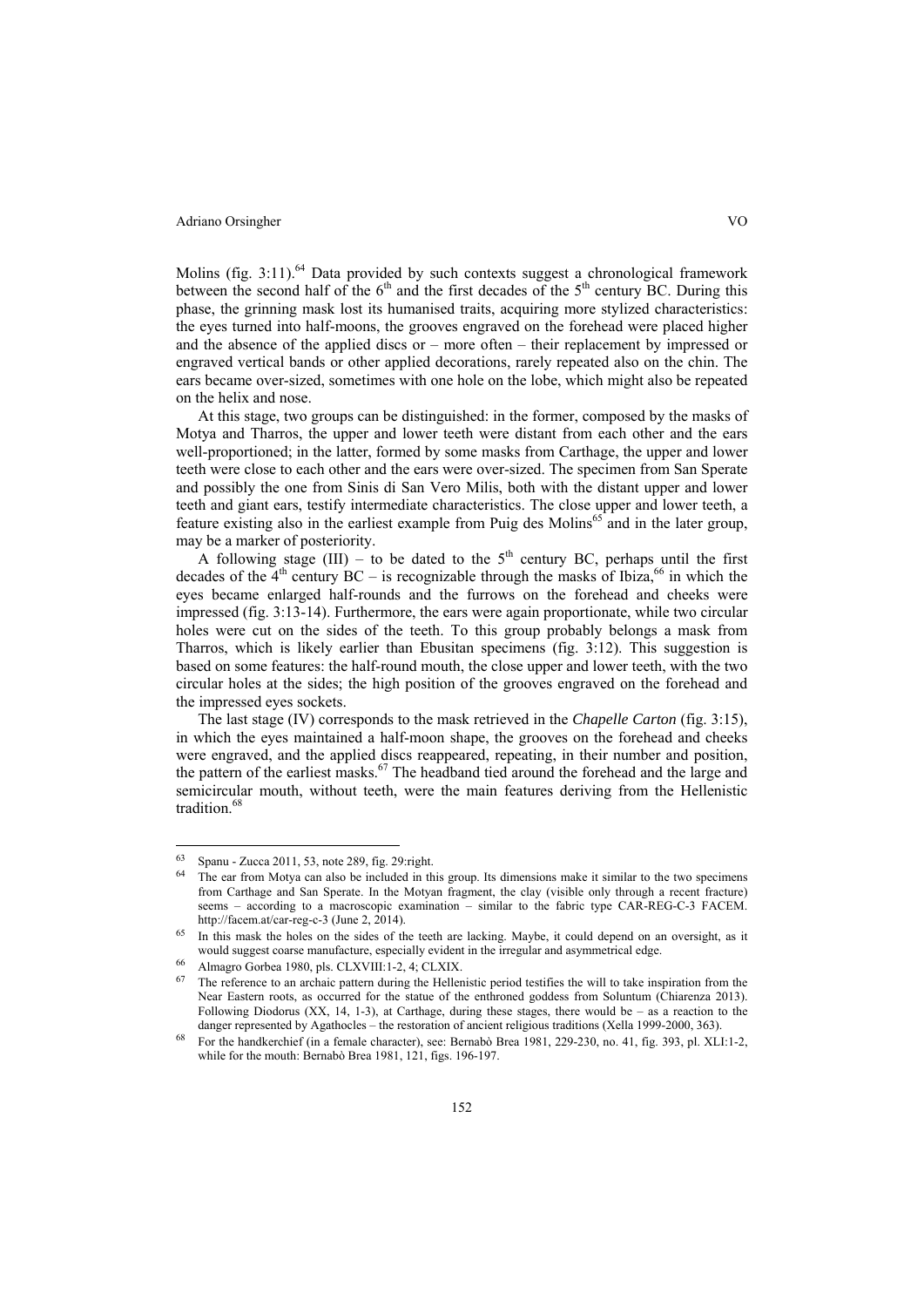Molins (fig. 3:11).[64] Data provided by such contexts suggest a chronological framework between the second half of the 6th and the first decades of the 5th century BC. During this phase, the grinning mask lost its humanised traits, acquiring more stylized characteristics: the eyes turned into half-moons, the grooves engraved on the forehead were placed higher and the absence of the applied discs or – more often – their replacement by impressed or engraved vertical bands or other applied decorations, rarely repeated also on the chin. The ears became over-sized, sometimes with one hole on the lobe, which might also be repeated on the helix and nose.

At this stage, two groups can be distinguished: in the former, composed by the masks of Motya and Tharros, the upper and lower teeth were distant from each other and the ears well-proportioned; in the latter, formed by some masks from Carthage, the upper and lower teeth were close to each other and the ears were over-sized. The specimen from San Sperate and possibly the one from Sinis di San Vero Milis, both with the distant upper and lower teeth and giant ears, testify intermediate characteristics. The close upper and lower teeth, a feature existing also in the earliest example from Puig des Molins[65] and in the later group, may be a marker of posteriority.

A following stage (III) – to be dated to the 5th century BC, perhaps until the first decades of the 4th century BC – is recognizable through the masks of Ibiza,[66] in which the eyes became enlarged half-rounds and the furrows on the forehead and cheeks were impressed (fig. 3:13-14). Furthermore, the ears were again proportionate, while two circular holes were cut on the sides of the teeth. To this group probably belongs a mask from Tharros, which is likely earlier than Ebusitan specimens (fig. 3:12). This suggestion is based on some features: the half-round mouth, the close upper and lower teeth, with the two circular holes at the sides; the high position of the grooves engraved on the forehead and the impressed eyes sockets.

The last stage (IV) corresponds to the mask retrieved in the *Chapelle Carton* (fig. 3:15), in which the eyes maintained a half-moon shape, the grooves on the forehead and cheeks were engraved, and the applied discs reappeared, repeating, in their number and position, the pattern of the earliest masks.[67] The headband tied around the forehead and the large and semicircular mouth, without teeth, were the main features deriving from the Hellenistic tradition.[68]

---

[63] Spanu - Zucca 2011, 53, note 289, fig. 29:right.

[64] The ear from Motya can also be included in this group. Its dimensions make it similar to the two specimens from Carthage and San Sperate. In the Motyan fragment, the clay (visible only through a recent fracture) seems – according to a macroscopic examination – similar to the fabric type CAR-REG-C-3 FACEM. http://facem.at/car-reg-c-3 (June 2, 2014).

[65] In this mask the holes on the sides of the teeth are lacking. Maybe, it could depend on an oversight, as it would suggest coarse manufacture, especially evident in the irregular and asymmetrical edge.

[66] Almagro Gorbea 1980, pls. CLXVIII:1-2, 4; CLXIX.

[67] The reference to an archaic pattern during the Hellenistic period testifies the will to take inspiration from the Near Eastern roots, as occurred for the statue of the enthroned goddess from Soluntum (Chiarenza 2013). Following Diodorus (XX, 14, 1-3), at Carthage, during these stages, there would be – as a reaction to the danger represented by Agathocles – the restoration of ancient religious traditions (Xella 1999-2000, 363).

[68] For the handkerchief (in a female character), see: Bernabò Brea 1981, 229-230, no. 41, fig. 393, pl. XLI:1-2, while for the mouth: Bernabò Brea 1981, 121, figs. 196-197.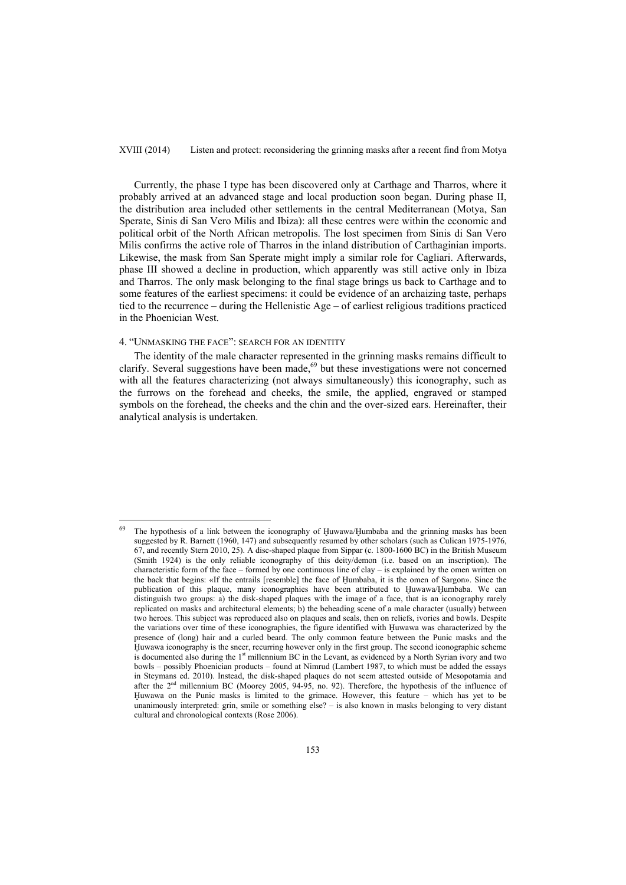Currently, the phase I type has been discovered only at Carthage and Tharros, where it probably arrived at an advanced stage and local production soon began. During phase II, the distribution area included other settlements in the central Mediterranean (Motya, San Sperate, Sinis di San Vero Milis and Ibiza): all these centres were within the economic and political orbit of the North African metropolis. The lost specimen from Sinis di San Vero Milis confirms the active role of Tharros in the inland distribution of Carthaginian imports. Likewise, the mask from San Sperate might imply a similar role for Cagliari. Afterwards, phase III showed a decline in production, which apparently was still active only in Ibiza and Tharros. The only mask belonging to the final stage brings us back to Carthage and to some features of the earliest specimens: it could be evidence of an archaizing taste, perhaps tied to the recurrence – during the Hellenistic Age – of earliest religious traditions practiced in the Phoenician West.

## 4. "Unmasking the face": search for an identity

The identity of the male character represented in the grinning masks remains difficult to clarify. Several suggestions have been made,[69] but these investigations were not concerned with all the features characterizing (not always simultaneously) this iconography, such as the furrows on the forehead and cheeks, the smile, the applied, engraved or stamped symbols on the forehead, the cheeks and the chin and the over-sized ears. Hereinafter, their analytical analysis is undertaken.

---

[69] The hypothesis of a link between the iconography of Ḫuwawa/Ḫumbaba and the grinning masks has been suggested by R. Barnett (1960, 147) and subsequently resumed by other scholars (such as Culican 1975-1976, 67, and recently Stern 2010, 25). A disc-shaped plaque from Sippar (c. 1800-1600 BC) in the British Museum (Smith 1924) is the only reliable iconography of this deity/demon (i.e. based on an inscription). The characteristic form of the face – formed by one continuous line of clay – is explained by the omen written on the back that begins: «If the entrails [resemble] the face of Ḫumbaba, it is the omen of Sargon». Since the publication of this plaque, many iconographies have been attributed to Ḫuwawa/Ḫumbaba. We can distinguish two groups: a) the disk-shaped plaques with the image of a face, that is an iconography rarely replicated on masks and architectural elements; b) the beheading scene of a male character (usually) between two heroes. This subject was reproduced also on plaques and seals, then on reliefs, ivories and bowls. Despite the variations over time of these iconographies, the figure identified with Ḫuwawa was characterized by the presence of (long) hair and a curled beard. The only common feature between the Punic masks and the Ḫuwawa iconography is the sneer, recurring however only in the first group. The second iconographic scheme is documented also during the 1st millennium BC in the Levant, as evidenced by a North Syrian ivory and two bowls – possibly Phoenician products – found at Nimrud (Lambert 1987, to which must be added the essays in Steymans ed. 2010). Instead, the disk-shaped plaques do not seem attested outside of Mesopotamia and after the 2nd millennium BC (Moorey 2005, 94-95, no. 92). Therefore, the hypothesis of the influence of Ḫuwawa on the Punic masks is limited to the grimace. However, this feature – which has yet to be unanimously interpreted: grin, smile or something else? – is also known in masks belonging to very distant cultural and chronological contexts (Rose 2006).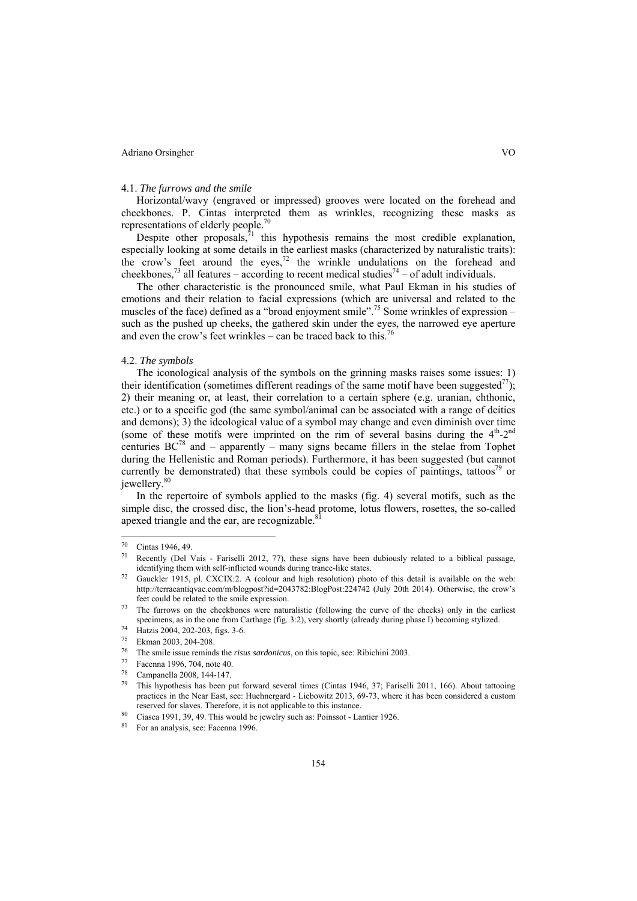### 4.1. *The furrows and the smile*

Horizontal/wavy (engraved or impressed) grooves were located on the forehead and cheekbones. P. Cintas interpreted them as wrinkles, recognizing these masks as representations of elderly people.[70]

Despite other proposals,[71] this hypothesis remains the most credible explanation, especially looking at some details in the earliest masks (characterized by naturalistic traits): the crow's feet around the eyes,[72] the wrinkle undulations on the forehead and cheekbones,[73] all features – according to recent medical studies[74] – of adult individuals.

The other characteristic is the pronounced smile, what Paul Ekman in his studies of emotions and their relation to facial expressions (which are universal and related to the muscles of the face) defined as a "broad enjoyment smile".[75] Some wrinkles of expression – such as the pushed up cheeks, the gathered skin under the eyes, the narrowed eye aperture and even the crow's feet wrinkles – can be traced back to this.[76]

### 4.2. *The symbols*

The iconological analysis of the symbols on the grinning masks raises some issues: 1) their identification (sometimes different readings of the same motif have been suggested[77]); 2) their meaning or, at least, their correlation to a certain sphere (e.g. uranian, chthonic, etc.) or to a specific god (the same symbol/animal can be associated with a range of deities and demons); 3) the ideological value of a symbol may change and even diminish over time (some of these motifs were imprinted on the rim of several basins during the 4th-2nd centuries BC[78] and – apparently – many signs became fillers in the stelae from Tophet during the Hellenistic and Roman periods). Furthermore, it has been suggested (but cannot currently be demonstrated) that these symbols could be copies of paintings, tattoos[79] or jewellery.[80]

In the repertoire of symbols applied to the masks (fig. 4) several motifs, such as the simple disc, the crossed disc, the lion's-head protome, lotus flowers, rosettes, the so-called apexed triangle and the ear, are recognizable.[81]

---

70 Cintas 1946, 49.

71 Recently (Del Vais - Fariselli 2012, 77), these signs have been dubiously related to a biblical passage, identifying them with self-inflicted wounds during trance-like states.

72 Gauckler 1915, pl. CXCIX:2. A (colour and high resolution) photo of this detail is available on the web: http://terraeantiqvae.com/m/blogpost?id=2043782:BlogPost:224742 (July 20th 2014). Otherwise, the crow's feet could be related to the smile expression.

73 The furrows on the cheekbones were naturalistic (following the curve of the cheeks) only in the earliest specimens, as in the one from Carthage (fig. 3:2), very shortly (already during phase I) becoming stylized.

74 Hatzis 2004, 202-203, figs. 3-6.

75 Ekman 2003, 204-208.

76 The smile issue reminds the *risus sardonicus*, on this topic, see: Ribichini 2003.

77 Facenna 1996, 704, note 40.

78 Campanella 2008, 144-147.

79 This hypothesis has been put forward several times (Cintas 1946, 37; Fariselli 2011, 166). About tattooing practices in the Near East, see: Huehnergard - Liebowitz 2013, 69-73, where it has been considered a custom reserved for slaves. Therefore, it is not applicable to this instance.

80 Ciasca 1991, 39, 49. This would be jewelry such as: Poinssot - Lantier 1926.

81 For an analysis, see: Facenna 1996.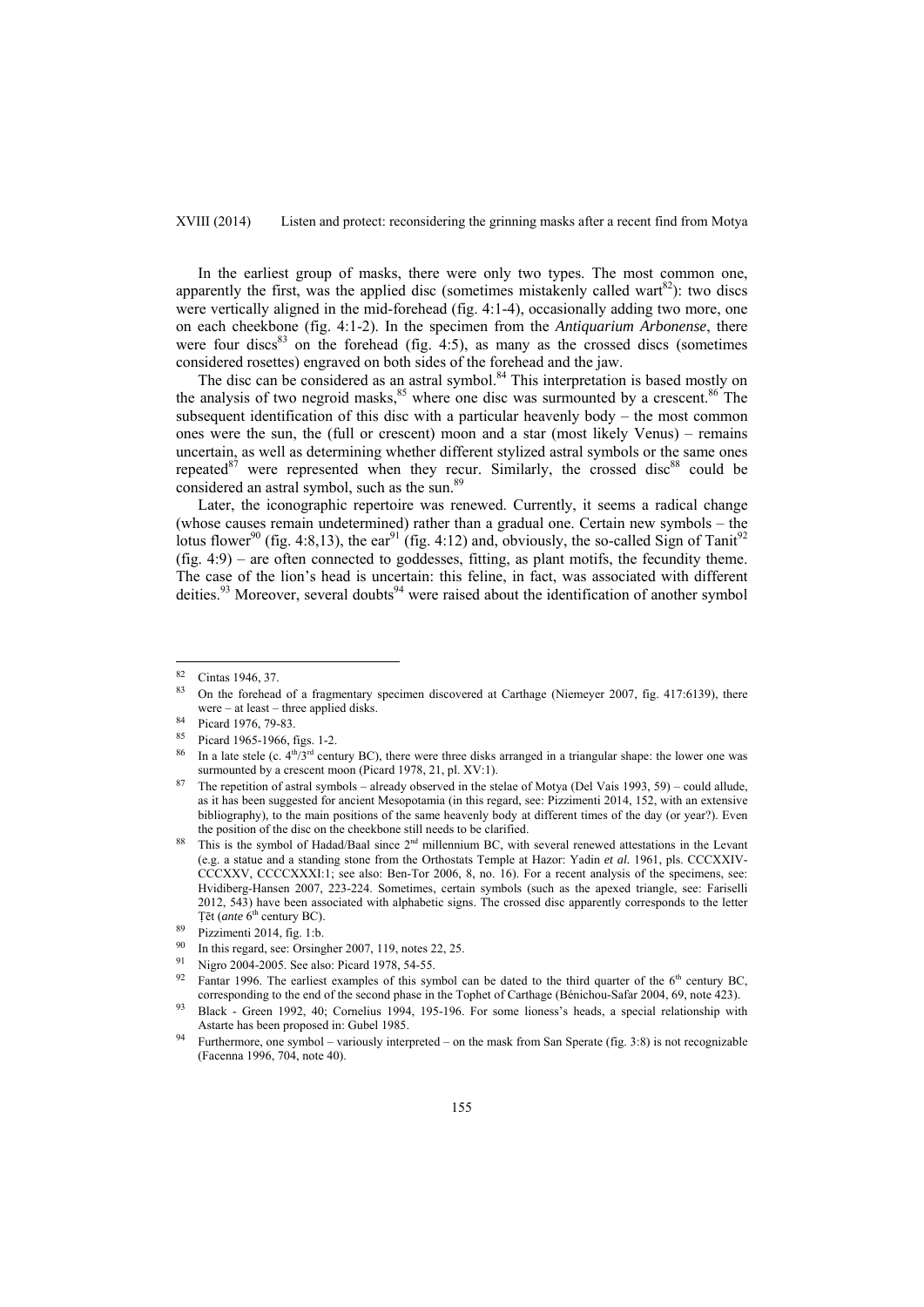In the earliest group of masks, there were only two types. The most common one, apparently the first, was the applied disc (sometimes mistakenly called wart[82]): two discs were vertically aligned in the mid-forehead (fig. 4:1-4), occasionally adding two more, one on each cheekbone (fig. 4:1-2). In the specimen from the *Antiquarium Arbonense*, there were four discs[83] on the forehead (fig. 4:5), as many as the crossed discs (sometimes considered rosettes) engraved on both sides of the forehead and the jaw.

The disc can be considered as an astral symbol.[84] This interpretation is based mostly on the analysis of two negroid masks,[85] where one disc was surmounted by a crescent.[86] The subsequent identification of this disc with a particular heavenly body – the most common ones were the sun, the (full or crescent) moon and a star (most likely Venus) – remains uncertain, as well as determining whether different stylized astral symbols or the same ones repeated[87] were represented when they recur. Similarly, the crossed disc[88] could be considered an astral symbol, such as the sun.[89]

Later, the iconographic repertoire was renewed. Currently, it seems a radical change (whose causes remain undetermined) rather than a gradual one. Certain new symbols – the lotus flower[90] (fig. 4:8,13), the ear[91] (fig. 4:12) and, obviously, the so-called Sign of Tanit[92] (fig. 4:9) – are often connected to goddesses, fitting, as plant motifs, the fecundity theme. The case of the lion's head is uncertain: this feline, in fact, was associated with different deities.[93] Moreover, several doubts[94] were raised about the identification of another symbol

---

[82] Cintas 1946, 37.

[83] On the forehead of a fragmentary specimen discovered at Carthage (Niemeyer 2007, fig. 417:6139), there were – at least – three applied disks.

[84] Picard 1976, 79-83.

[85] Picard 1965-1966, figs. 1-2.

[86] In a late stele (c. 4th/3rd century BC), there were three disks arranged in a triangular shape: the lower one was surmounted by a crescent moon (Picard 1978, 21, pl. XV:1).

[87] The repetition of astral symbols – already observed in the stelae of Motya (Del Vais 1993, 59) – could allude, as it has been suggested for ancient Mesopotamia (in this regard, see: Pizzimenti 2014, 152, with an extensive bibliography), to the main positions of the same heavenly body at different times of the day (or year?). Even the position of the disc on the cheekbone still needs to be clarified.

[88] This is the symbol of Hadad/Baal since 2nd millennium BC, with several renewed attestations in the Levant (e.g. a statue and a standing stone from the Orthostats Temple at Hazor: Yadin *et al.* 1961, pls. CCCXXIV-CCCXXV, CCCCXXXI:1; see also: Ben-Tor 2006, 8, no. 16). For a recent analysis of the specimens, see: Hvidiberg-Hansen 2007, 223-224. Sometimes, certain symbols (such as the apexed triangle, see: Fariselli 2012, 543) have been associated with alphabetic signs. The crossed disc apparently corresponds to the letter Ṭēt (*ante* 6th century BC).

[89] Pizzimenti 2014, fig. 1:b.

[90] In this regard, see: Orsingher 2007, 119, notes 22, 25.

[91] Nigro 2004-2005. See also: Picard 1978, 54-55.

[92] Fantar 1996. The earliest examples of this symbol can be dated to the third quarter of the 6th century BC, corresponding to the end of the second phase in the Tophet of Carthage (Bénichou-Safar 2004, 69, note 423).

[93] Black - Green 1992, 40; Cornelius 1994, 195-196. For some lioness's heads, a special relationship with Astarte has been proposed in: Gubel 1985.

[94] Furthermore, one symbol – variously interpreted – on the mask from San Sperate (fig. 3:8) is not recognizable (Facenna 1996, 704, note 40).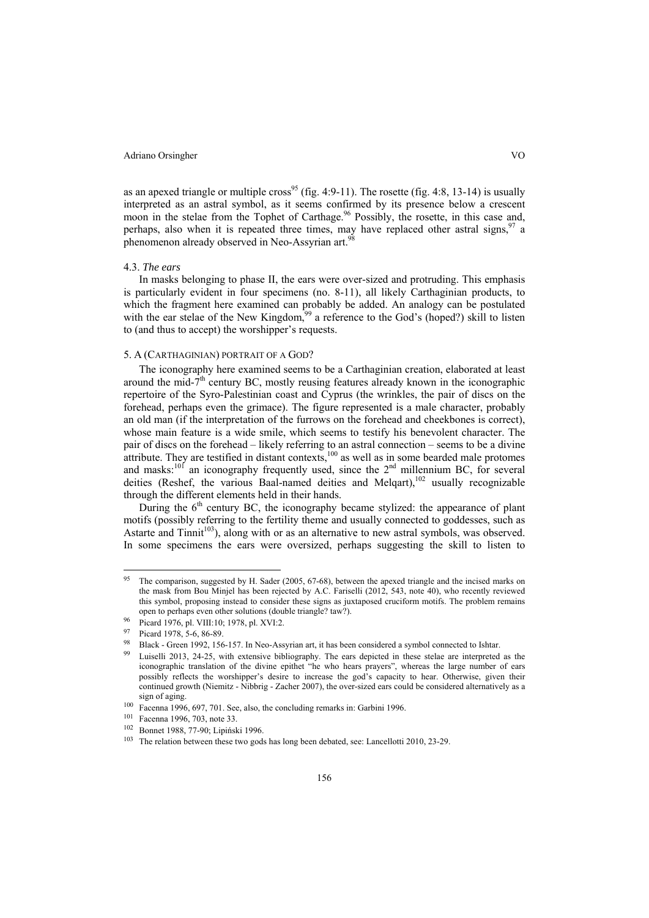as an apexed triangle or multiple cross[95] (fig. 4:9-11). The rosette (fig. 4:8, 13-14) is usually interpreted as an astral symbol, as it seems confirmed by its presence below a crescent moon in the stelae from the Tophet of Carthage.[96] Possibly, the rosette, in this case and, perhaps, also when it is repeated three times, may have replaced other astral signs,[97] a phenomenon already observed in Neo-Assyrian art.[98]

### 4.3. *The ears*

In masks belonging to phase II, the ears were over-sized and protruding. This emphasis is particularly evident in four specimens (no. 8-11), all likely Carthaginian products, to which the fragment here examined can probably be added. An analogy can be postulated with the ear stelae of the New Kingdom,[99] a reference to the God's (hoped?) skill to listen to (and thus to accept) the worshipper's requests.

## 5. A (CARTHAGINIAN) PORTRAIT OF A GOD?

The iconography here examined seems to be a Carthaginian creation, elaborated at least around the mid-7th century BC, mostly reusing features already known in the iconographic repertoire of the Syro-Palestinian coast and Cyprus (the wrinkles, the pair of discs on the forehead, perhaps even the grimace). The figure represented is a male character, probably an old man (if the interpretation of the furrows on the forehead and cheekbones is correct), whose main feature is a wide smile, which seems to testify his benevolent character. The pair of discs on the forehead – likely referring to an astral connection – seems to be a divine attribute. They are testified in distant contexts,[100] as well as in some bearded male protomes and masks:[101] an iconography frequently used, since the 2nd millennium BC, for several deities (Reshef, the various Baal-named deities and Melqart),[102] usually recognizable through the different elements held in their hands.

During the 6th century BC, the iconography became stylized: the appearance of plant motifs (possibly referring to the fertility theme and usually connected to goddesses, such as Astarte and Tinnit[103]), along with or as an alternative to new astral symbols, was observed. In some specimens the ears were oversized, perhaps suggesting the skill to listen to

---

95 The comparison, suggested by H. Sader (2005, 67-68), between the apexed triangle and the incised marks on the mask from Bou Minjel has been rejected by A.C. Fariselli (2012, 543, note 40), who recently reviewed this symbol, proposing instead to consider these signs as juxtaposed cruciform motifs. The problem remains open to perhaps even other solutions (double triangle? taw?).

96 Picard 1976, pl. VIII:10; 1978, pl. XVI:2.

97 Picard 1978, 5-6, 86-89.

98 Black - Green 1992, 156-157. In Neo-Assyrian art, it has been considered a symbol connected to Ishtar.

99 Luiselli 2013, 24-25, with extensive bibliography. The ears depicted in these stelae are interpreted as the iconographic translation of the divine epithet "he who hears prayers", whereas the large number of ears possibly reflects the worshipper's desire to increase the god's capacity to hear. Otherwise, given their continued growth (Niemitz - Nibbrig - Zacher 2007), the over-sized ears could be considered alternatively as a sign of aging.

100 Facenna 1996, 697, 701. See, also, the concluding remarks in: Garbini 1996.

101 Facenna 1996, 703, note 33.

102 Bonnet 1988, 77-90; Lipiński 1996.

103 The relation between these two gods has long been debated, see: Lancellotti 2010, 23-29.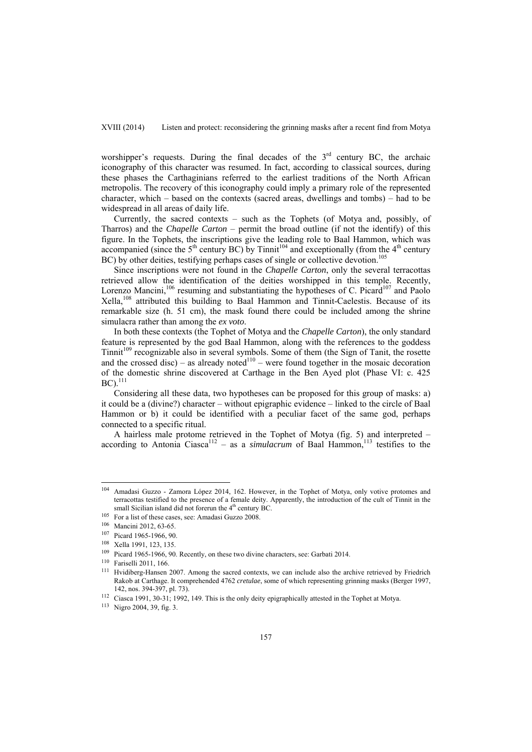worshipper's requests. During the final decades of the 3rd century BC, the archaic iconography of this character was resumed. In fact, according to classical sources, during these phases the Carthaginians referred to the earliest traditions of the North African metropolis. The recovery of this iconography could imply a primary role of the represented character, which – based on the contexts (sacred areas, dwellings and tombs) – had to be widespread in all areas of daily life.

Currently, the sacred contexts – such as the Tophets (of Motya and, possibly, of Tharros) and the *Chapelle Carton* – permit the broad outline (if not the identify) of this figure. In the Tophets, the inscriptions give the leading role to Baal Hammon, which was accompanied (since the 5th century BC) by Tinnit[104] and exceptionally (from the 4th century BC) by other deities, testifying perhaps cases of single or collective devotion.[105]

Since inscriptions were not found in the *Chapelle Carton*, only the several terracottas retrieved allow the identification of the deities worshipped in this temple. Recently, Lorenzo Mancini,[106] resuming and substantiating the hypotheses of C. Picard[107] and Paolo Xella,[108] attributed this building to Baal Hammon and Tinnit-Caelestis. Because of its remarkable size (h. 51 cm), the mask found there could be included among the shrine simulacra rather than among the *ex voto*.

In both these contexts (the Tophet of Motya and the *Chapelle Carton*), the only standard feature is represented by the god Baal Hammon, along with the references to the goddess Tinnit[109] recognizable also in several symbols. Some of them (the Sign of Tanit, the rosette and the crossed disc) – as already noted[110] – were found together in the mosaic decoration of the domestic shrine discovered at Carthage in the Ben Ayed plot (Phase VI: c. 425 BC).[111]

Considering all these data, two hypotheses can be proposed for this group of masks: a) it could be a (divine?) character – without epigraphic evidence – linked to the circle of Baal Hammon or b) it could be identified with a peculiar facet of the same god, perhaps connected to a specific ritual.

A hairless male protome retrieved in the Tophet of Motya (fig. 5) and interpreted – according to Antonia Ciasca[112] – as a *simulacrum* of Baal Hammon,[113] testifies to the

---

[104] Amadasi Guzzo - Zamora López 2014, 162. However, in the Tophet of Motya, only votive protomes and terracottas testified to the presence of a female deity. Apparently, the introduction of the cult of Tinnit in the small Sicilian island did not forerun the 4th century BC.

[105] For a list of these cases, see: Amadasi Guzzo 2008.

[106] Mancini 2012, 63-65.

[107] Picard 1965-1966, 90.

[108] Xella 1991, 123, 135.

[109] Picard 1965-1966, 90. Recently, on these two divine characters, see: Garbati 2014.

[110] Fariselli 2011, 166.

[111] Hvidiberg-Hansen 2007. Among the sacred contexts, we can include also the archive retrieved by Friedrich Rakob at Carthage. It comprehended 4762 *cretulae*, some of which representing grinning masks (Berger 1997, 142, nos. 394-397, pl. 73).

[112] Ciasca 1991, 30-31; 1992, 149. This is the only deity epigraphically attested in the Tophet at Motya.

[113] Nigro 2004, 39, fig. 3.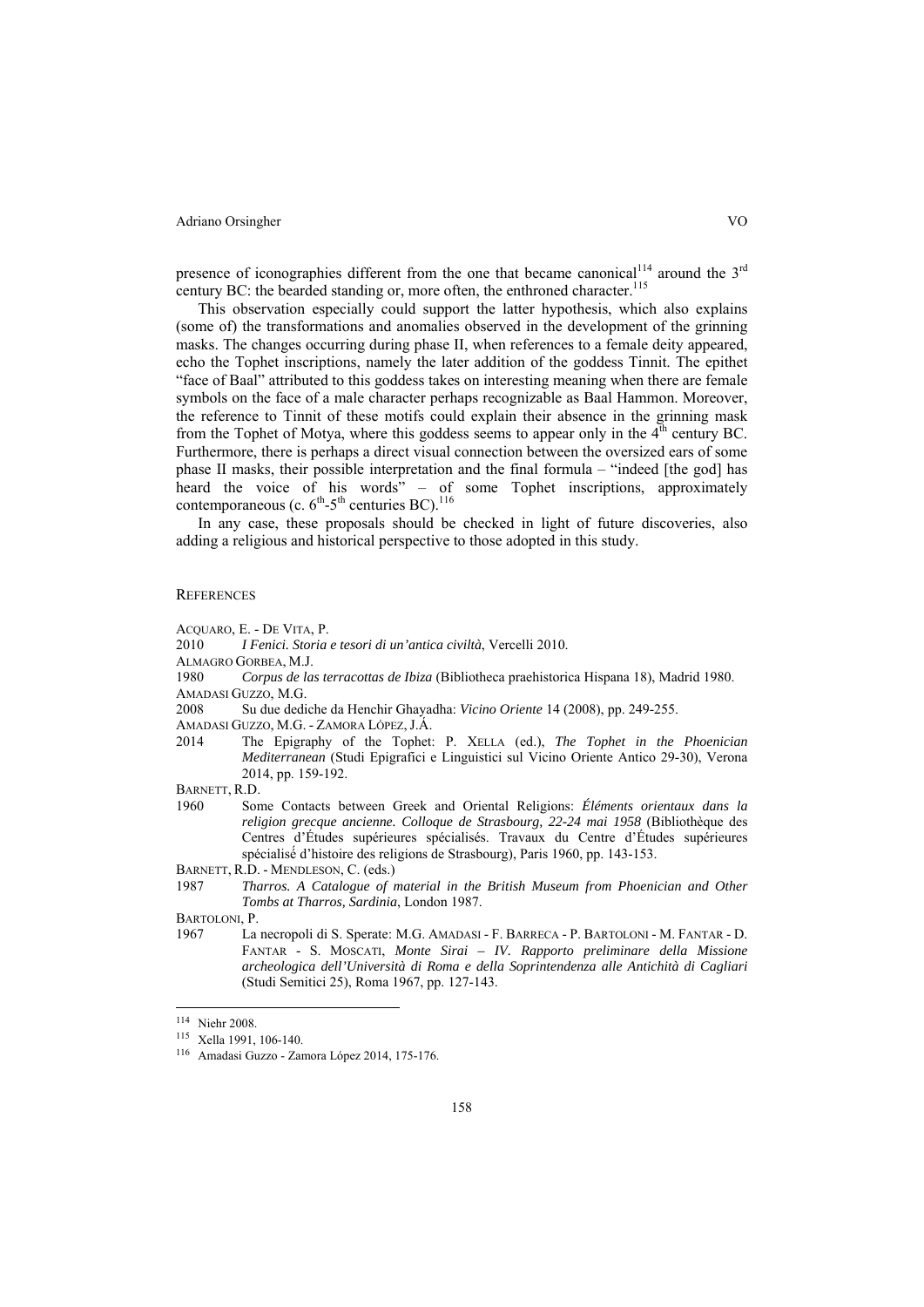presence of iconographies different from the one that became canonical[114] around the 3rd century BC: the bearded standing or, more often, the enthroned character.[115]

This observation especially could support the latter hypothesis, which also explains (some of) the transformations and anomalies observed in the development of the grinning masks. The changes occurring during phase II, when references to a female deity appeared, echo the Tophet inscriptions, namely the later addition of the goddess Tinnit. The epithet "face of Baal" attributed to this goddess takes on interesting meaning when there are female symbols on the face of a male character perhaps recognizable as Baal Hammon. Moreover, the reference to Tinnit of these motifs could explain their absence in the grinning mask from the Tophet of Motya, where this goddess seems to appear only in the 4th century BC. Furthermore, there is perhaps a direct visual connection between the oversized ears of some phase II masks, their possible interpretation and the final formula – "indeed [the god] has heard the voice of his words" – of some Tophet inscriptions, approximately contemporaneous (c. 6th-5th centuries BC).[116]

In any case, these proposals should be checked in light of future discoveries, also adding a religious and historical perspective to those adopted in this study.

## REFERENCES

ACQUARO, E. - DE VITA, P.
2010 *I Fenici. Storia e tesori di un'antica civiltà*, Vercelli 2010.

ALMAGRO GORBEA, M.J.
1980 *Corpus de las terracottas de Ibiza* (Bibliotheca praehistorica Hispana 18), Madrid 1980.

AMADASI GUZZO, M.G.
2008 Su due dediche da Henchir Ghayadha: *Vicino Oriente* 14 (2008), pp. 249-255.

AMADASI GUZZO, M.G. - ZAMORA LÓPEZ, J.Á.
2014 The Epigraphy of the Tophet: P. XELLA (ed.), *The Tophet in the Phoenician Mediterranean* (Studi Epigrafici e Linguistici sul Vicino Oriente Antico 29-30), Verona 2014, pp. 159-192.

BARNETT, R.D.
1960 Some Contacts between Greek and Oriental Religions: *Éléments orientaux dans la religion grecque ancienne. Colloque de Strasbourg, 22-24 mai 1958* (Bibliothèque des Centres d'Études supérieures spécialisés. Travaux du Centre d'Études supérieures spécialisé d'histoire des religions de Strasbourg), Paris 1960, pp. 143-153.

BARNETT, R.D. - MENDLESON, C. (eds.)
1987 *Tharros. A Catalogue of material in the British Museum from Phoenician and Other Tombs at Tharros, Sardinia*, London 1987.

BARTOLONI, P.
1967 La necropoli di S. Sperate: M.G. AMADASI - F. BARRECA - P. BARTOLONI - M. FANTAR - D. FANTAR - S. MOSCATI, *Monte Sirai – IV. Rapporto preliminare della Missione archeologica dell'Università di Roma e della Soprintendenza alle Antichità di Cagliari* (Studi Semitici 25), Roma 1967, pp. 127-143.

---

[114] Niehr 2008.

[115] Xella 1991, 106-140.

[116] Amadasi Guzzo - Zamora López 2014, 175-176.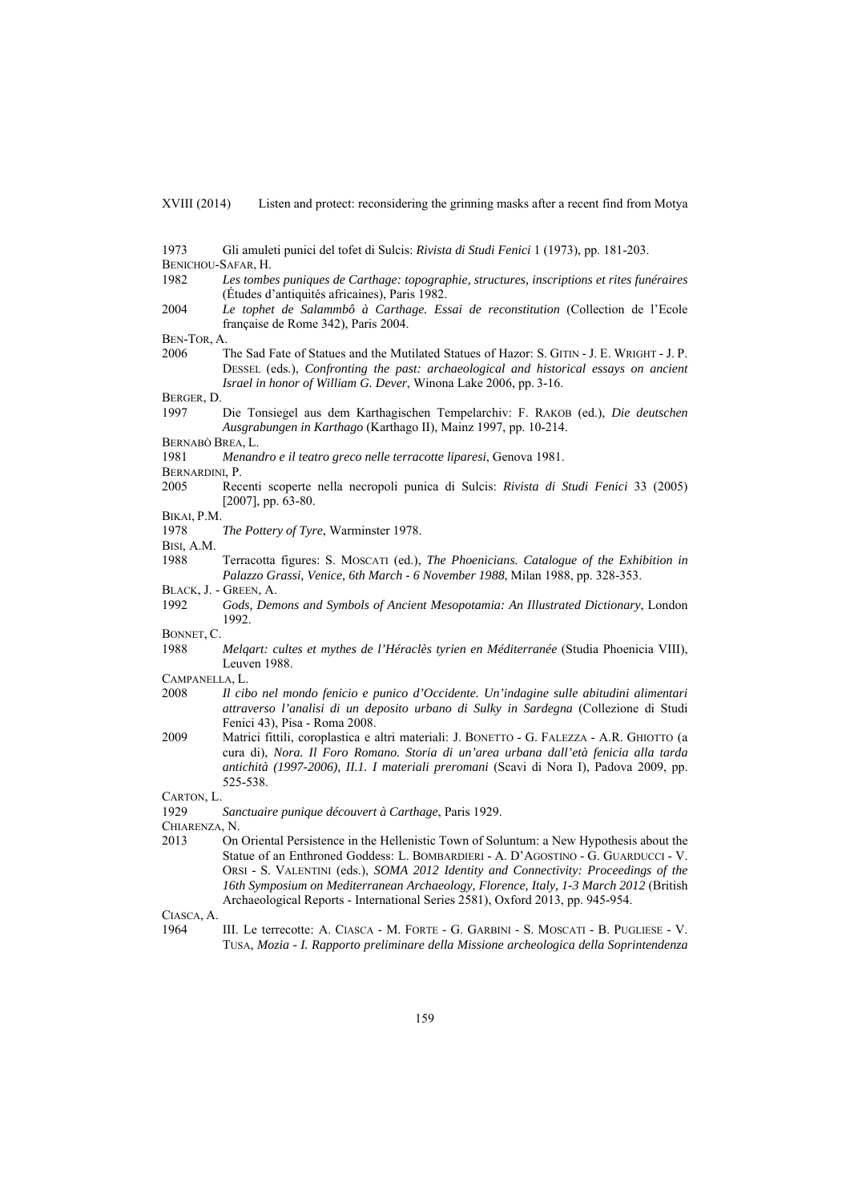1973 Gli amuleti punici del tofet di Sulcis: *Rivista di Studi Fenici* 1 (1973), pp. 181-203.

BENICHOU-SAFAR, H.

1982 *Les tombes puniques de Carthage: topographie, structures, inscriptions et rites funéraires* (Études d'antiquités africaines), Paris 1982.

2004 *Le tophet de Salammbô à Carthage. Essai de reconstitution* (Collection de l'Ecole française de Rome 342), Paris 2004.

BEN-TOR, A.

2006 The Sad Fate of Statues and the Mutilated Statues of Hazor: S. GITIN - J. E. WRIGHT - J. P. DESSEL (eds.), *Confronting the past: archaeological and historical essays on ancient Israel in honor of William G. Dever*, Winona Lake 2006, pp. 3-16.

BERGER, D.

1997 Die Tonsiegel aus dem Karthagischen Tempelarchiv: F. RAKOB (ed.), *Die deutschen Ausgrabungen in Karthago* (Karthago II), Mainz 1997, pp. 10-214.

BERNABÒ BREA, L.

1981 *Menandro e il teatro greco nelle terracotte liparesi*, Genova 1981.

BERNARDINI, P.

2005 Recenti scoperte nella necropoli punica di Sulcis: *Rivista di Studi Fenici* 33 (2005) [2007], pp. 63-80.

BIKAI, P.M.

1978 *The Pottery of Tyre*, Warminster 1978.

BISI, A.M.

1988 Terracotta figures: S. MOSCATI (ed.), *The Phoenicians. Catalogue of the Exhibition in Palazzo Grassi, Venice, 6th March - 6 November 1988*, Milan 1988, pp. 328-353.

BLACK, J. - GREEN, A.

1992 *Gods, Demons and Symbols of Ancient Mesopotamia: An Illustrated Dictionary*, London 1992.

BONNET, C.

1988 *Melqart: cultes et mythes de l'Héraclès tyrien en Méditerranée* (Studia Phoenicia VIII), Leuven 1988.

CAMPANELLA, L.

2008 *Il cibo nel mondo fenicio e punico d'Occidente. Un'indagine sulle abitudini alimentari attraverso l'analisi di un deposito urbano di Sulky in Sardegna* (Collezione di Studi Fenici 43), Pisa - Roma 2008.

2009 Matrici fittili, coroplastica e altri materiali: J. BONETTO - G. FALEZZA - A.R. GHIOTTO (a cura di), *Nora. Il Foro Romano. Storia di un'area urbana dall'età fenicia alla tarda antichità (1997-2006), II.1. I materiali preromani* (Scavi di Nora I), Padova 2009, pp. 525-538.

CARTON, L.

1929 *Sanctuaire punique découvert à Carthage*, Paris 1929.

CHIARENZA, N.

2013 On Oriental Persistence in the Hellenistic Town of Soluntum: a New Hypothesis about the Statue of an Enthroned Goddess: L. BOMBARDIERI - A. D'AGOSTINO - G. GUARDUCCI - V. ORSI - S. VALENTINI (eds.), *SOMA 2012 Identity and Connectivity: Proceedings of the 16th Symposium on Mediterranean Archaeology, Florence, Italy, 1-3 March 2012* (British Archaeological Reports - International Series 2581), Oxford 2013, pp. 945-954.

CIASCA, A.

1964 III. Le terrecotte: A. CIASCA - M. FORTE - G. GARBINI - S. MOSCATI - B. PUGLIESE - V. TUSA, *Mozia - I. Rapporto preliminare della Missione archeologica della Soprintendenza*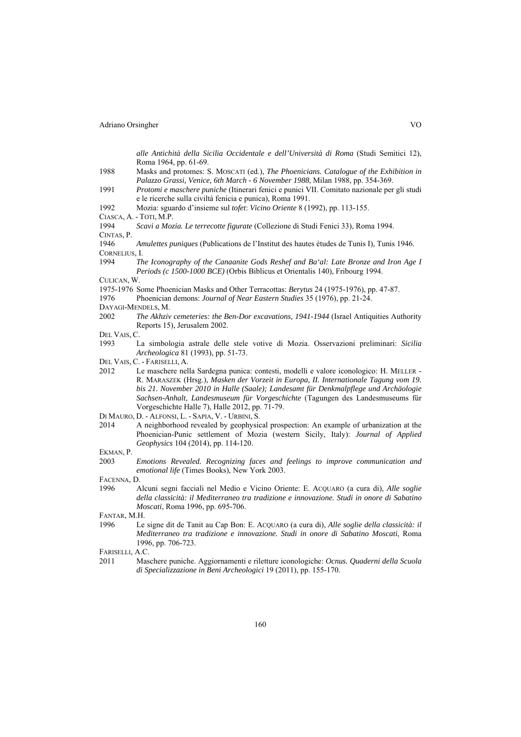*alle Antichità della Sicilia Occidentale e dell'Università di Roma* (Studi Semitici 12), Roma 1964, pp. 61-69.

1988 Masks and protomes: S. Moscati (ed.), *The Phoenicians. Catalogue of the Exhibition in Palazzo Grassi, Venice, 6th March - 6 November 1988*, Milan 1988, pp. 354-369.

1991 *Protomi e maschere puniche* (Itinerari fenici e punici VII. Comitato nazionale per gli studi e le ricerche sulla civiltà fenicia e punica), Roma 1991.

1992 Mozia: sguardo d'insieme sul *tofet*: *Vicino Oriente* 8 (1992), pp. 113-155.

Ciasca, A. - Toti, M.P.

1994 *Scavi a Mozia. Le terrecotte figurate* (Collezione di Studi Fenici 33), Roma 1994.

Cintas, P.

1946 *Amulettes puniques* (Publications de l'Institut des hautes études de Tunis I), Tunis 1946.

Cornelius, I.

1994 *The Iconography of the Canaanite Gods Reshef and Ba'al: Late Bronze and Iron Age I Periods (c 1500-1000 BCE)* (Orbis Biblicus et Orientalis 140), Fribourg 1994.

Culican, W.

1975-1976 Some Phoenician Masks and Other Terracottas: *Berytus* 24 (1975-1976), pp. 47-87.

1976 Phoenician demons: *Journal of Near Eastern Studies* 35 (1976), pp. 21-24.

Dayagi-Mendels, M.

2002 *The Akhziv cemeteries: the Ben-Dor excavations, 1941-1944* (Israel Antiquities Authority Reports 15), Jerusalem 2002.

Del Vais, C.

1993 La simbologia astrale delle stele votive di Mozia. Osservazioni preliminari: *Sicilia Archeologica* 81 (1993), pp. 51-73.

Del Vais, C. - Fariselli, A.

2012 Le maschere nella Sardegna punica: contesti, modelli e valore iconologico: H. Meller - R. Maraszek (Hrsg.), *Masken der Vorzeit in Europa, II. Internationale Tagung vom 19. bis 21. November 2010 in Halle (Saale); Landesamt für Denkmalpflege und Archäologie Sachsen-Anhalt, Landesmuseum für Vorgeschichte* (Tagungen des Landesmuseums für Vorgeschichte Halle 7), Halle 2012, pp. 71-79.

Di Mauro, D. - Alfonsi, L. - Sapia, V. - Urbini, S.

2014 A neighborhood revealed by geophysical prospection: An example of urbanization at the Phoenician-Punic settlement of Mozia (western Sicily, Italy): *Journal of Applied Geophysics* 104 (2014), pp. 114-120.

Ekman, P.

2003 *Emotions Revealed. Recognizing faces and feelings to improve communication and emotional life* (Times Books), New York 2003.

Facenna, D.

1996 Alcuni segni facciali nel Medio e Vicino Oriente: E. Acquaro (a cura di), *Alle soglie della classicità: il Mediterraneo tra tradizione e innovazione. Studi in onore di Sabatino Moscati*, Roma 1996, pp. 695-706.

Fantar, M.H.

1996 Le signe dit de Tanit au Cap Bon: E. Acquaro (a cura di), *Alle soglie della classicità: il Mediterraneo tra tradizione e innovazione. Studi in onore di Sabatino Moscati*, Roma 1996, pp. 706-723.

Fariselli, A.C.

2011 Maschere puniche. Aggiornamenti e riletture iconologiche: *Ocnus. Quaderni della Scuola di Specializzazione in Beni Archeologici* 19 (2011), pp. 155-170.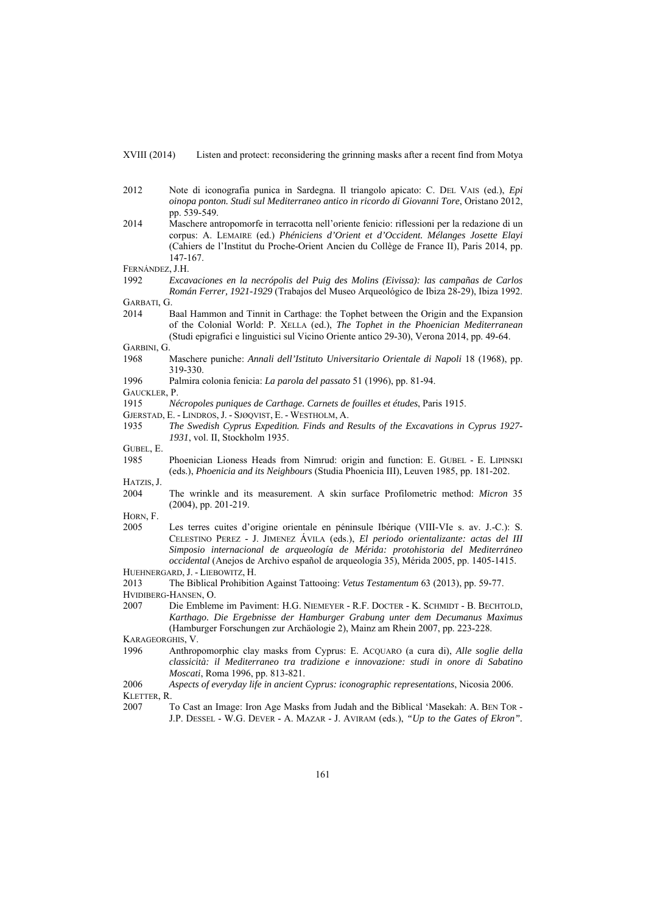2012 Note di iconografia punica in Sardegna. Il triangolo apicato: C. DEL VAIS (ed.), *Epi oinopa ponton. Studi sul Mediterraneo antico in ricordo di Giovanni Tore*, Oristano 2012, pp. 539-549.

2014 Maschere antropomorfe in terracotta nell'oriente fenicio: riflessioni per la redazione di un corpus: A. LEMAIRE (ed.) *Phéniciens d'Orient et d'Occident. Mélanges Josette Elayi* (Cahiers de l'Institut du Proche-Orient Ancien du Collège de France II), Paris 2014, pp. 147-167.

FERNÁNDEZ, J.H.

1992 *Excavaciones en la necrópolis del Puig des Molins (Eivissa): las campañas de Carlos Román Ferrer, 1921-1929* (Trabajos del Museo Arqueológico de Ibiza 28-29), Ibiza 1992.

GARBATI, G.

2014 Baal Hammon and Tinnit in Carthage: the Tophet between the Origin and the Expansion of the Colonial World: P. XELLA (ed.), *The Tophet in the Phoenician Mediterranean* (Studi epigrafici e linguistici sul Vicino Oriente antico 29-30), Verona 2014, pp. 49-64.

GARBINI, G.

1968 Maschere puniche: *Annali dell'Istituto Universitario Orientale di Napoli* 18 (1968), pp. 319-330.

1996 Palmira colonia fenicia: *La parola del passato* 51 (1996), pp. 81-94.

GAUCKLER, P.

1915 *Nécropoles puniques de Carthage. Carnets de fouilles et études*, Paris 1915.

GJERSTAD, E. - LINDROS, J. - SJØQVIST, E. - WESTHOLM, A.

1935 *The Swedish Cyprus Expedition. Finds and Results of the Excavations in Cyprus 1927-1931*, vol. II, Stockholm 1935.

GUBEL, E.

1985 Phoenician Lioness Heads from Nimrud: origin and function: E. GUBEL - E. LIPINSKI (eds.), *Phoenicia and its Neighbours* (Studia Phoenicia III), Leuven 1985, pp. 181-202.

HATZIS, J.

2004 The wrinkle and its measurement. A skin surface Profilometric method: *Micron* 35 (2004), pp. 201-219.

HORN, F.

2005 Les terres cuites d'origine orientale en péninsule Ibérique (VIII-VIe s. av. J.-C.): S. CELESTINO PEREZ - J. JIMENEZ ÁVILA (eds.), *El periodo orientalizante: actas del III Simposio internacional de arqueología de Mérida: protohistoria del Mediterráneo occidental* (Anejos de Archivo español de arqueología 35), Mérida 2005, pp. 1405-1415.

HUEHNERGARD, J. - LIEBOWITZ, H.

2013 The Biblical Prohibition Against Tattooing: *Vetus Testamentum* 63 (2013), pp. 59-77.

HVIDIBERG-HANSEN, O.

2007 Die Embleme im Paviment: H.G. NIEMEYER - R.F. DOCTER - K. SCHMIDT - B. BECHTOLD, *Karthago. Die Ergebnisse der Hamburger Grabung unter dem Decumanus Maximus* (Hamburger Forschungen zur Archäologie 2), Mainz am Rhein 2007, pp. 223-228.

KARAGEORGHIS, V.

1996 Anthropomorphic clay masks from Cyprus: E. ACQUARO (a cura di), *Alle soglie della classicità: il Mediterraneo tra tradizione e innovazione: studi in onore di Sabatino Moscati*, Roma 1996, pp. 813-821.

2006 *Aspects of everyday life in ancient Cyprus: iconographic representations*, Nicosia 2006.

KLETTER, R.

2007 To Cast an Image: Iron Age Masks from Judah and the Biblical 'Masekah: A. BEN TOR - J.P. DESSEL - W.G. DEVER - A. MAZAR - J. AVIRAM (eds.), *"Up to the Gates of Ekron".*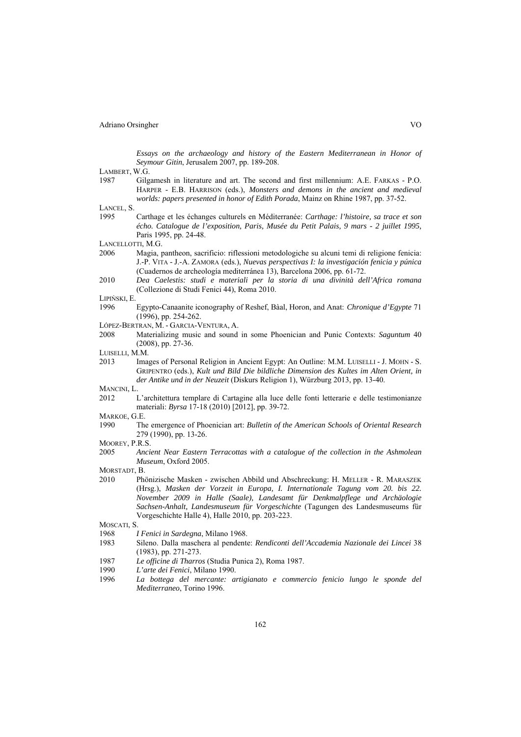*Essays on the archaeology and history of the Eastern Mediterranean in Honor of Seymour Gitin*, Jerusalem 2007, pp. 189-208.

LAMBERT, W.G.

1987 Gilgamesh in literature and art. The second and first millennium: A.E. FARKAS - P.O. HARPER - E.B. HARRISON (eds.), *Monsters and demons in the ancient and medieval worlds: papers presented in honor of Edith Porada*, Mainz on Rhine 1987, pp. 37-52.

LANCEL, S.

1995 Carthage et les échanges culturels en Méditerranée: *Carthage: l'histoire, sa trace et son écho. Catalogue de l'exposition, Paris, Musée du Petit Palais, 9 mars - 2 juillet 1995*, Paris 1995, pp. 24-48.

LANCELLOTTI, M.G.

2006 Magia, pantheon, sacrificio: riflessioni metodologiche su alcuni temi di religione fenicia: J.-P. VITA - J.-A. ZAMORA (eds.), *Nuevas perspectivas I: la investigación fenicia y púnica* (Cuadernos de archeología mediterránea 13), Barcelona 2006, pp. 61-72.

2010 *Dea Caelestis: studi e materiali per la storia di una divinità dell'Africa romana* (Collezione di Studi Fenici 44), Roma 2010.

LIPIŃSKI, E.

1996 Egypto-Canaanite iconography of Reshef, Bàal, Horon, and Anat: *Chronique d'Egypte* 71 (1996), pp. 254-262.

LÓPEZ-BERTRAN, M. - GARCIA-VENTURA, A.

2008 Materializing music and sound in some Phoenician and Punic Contexts: *Saguntum* 40 (2008), pp. 27-36.

LUISELLI, M.M.

2013 Images of Personal Religion in Ancient Egypt: An Outline: M.M. LUISELLI - J. MOHN - S. GRIPENTRO (eds.), *Kult und Bild Die bildliche Dimension des Kultes im Alten Orient, in der Antike und in der Neuzeit* (Diskurs Religion 1), Würzburg 2013, pp. 13-40.

MANCINI, L.

2012 L'architettura templare di Cartagine alla luce delle fonti letterarie e delle testimonianze materiali: *Byrsa* 17-18 (2010) [2012], pp. 39-72.

MARKOE, G.E.

1990 The emergence of Phoenician art: *Bulletin of the American Schools of Oriental Research* 279 (1990), pp. 13-26.

MOOREY, P.R.S.

2005 *Ancient Near Eastern Terracottas with a catalogue of the collection in the Ashmolean Museum*, Oxford 2005.

MORSTADT, B.

2010 Phönizische Masken - zwischen Abbild und Abschreckung: H. MELLER - R. MARASZEK (Hrsg.), *Masken der Vorzeit in Europa, I. Internationale Tagung vom 20. bis 22. November 2009 in Halle (Saale), Landesamt für Denkmalpflege und Archäologie Sachsen-Anhalt, Landesmuseum für Vorgeschichte* (Tagungen des Landesmuseums für Vorgeschichte Halle 4), Halle 2010, pp. 203-223.

MOSCATI, S.

1968 *I Fenici in Sardegna*, Milano 1968.

1983 Sileno. Dalla maschera al pendente: *Rendiconti dell'Accademia Nazionale dei Lincei* 38 (1983), pp. 271-273.

1987 *Le officine di Tharros* (Studia Punica 2), Roma 1987.

1990 *L'arte dei Fenici*, Milano 1990.

1996 *La bottega del mercante: artigianato e commercio fenicio lungo le sponde del Mediterraneo*, Torino 1996.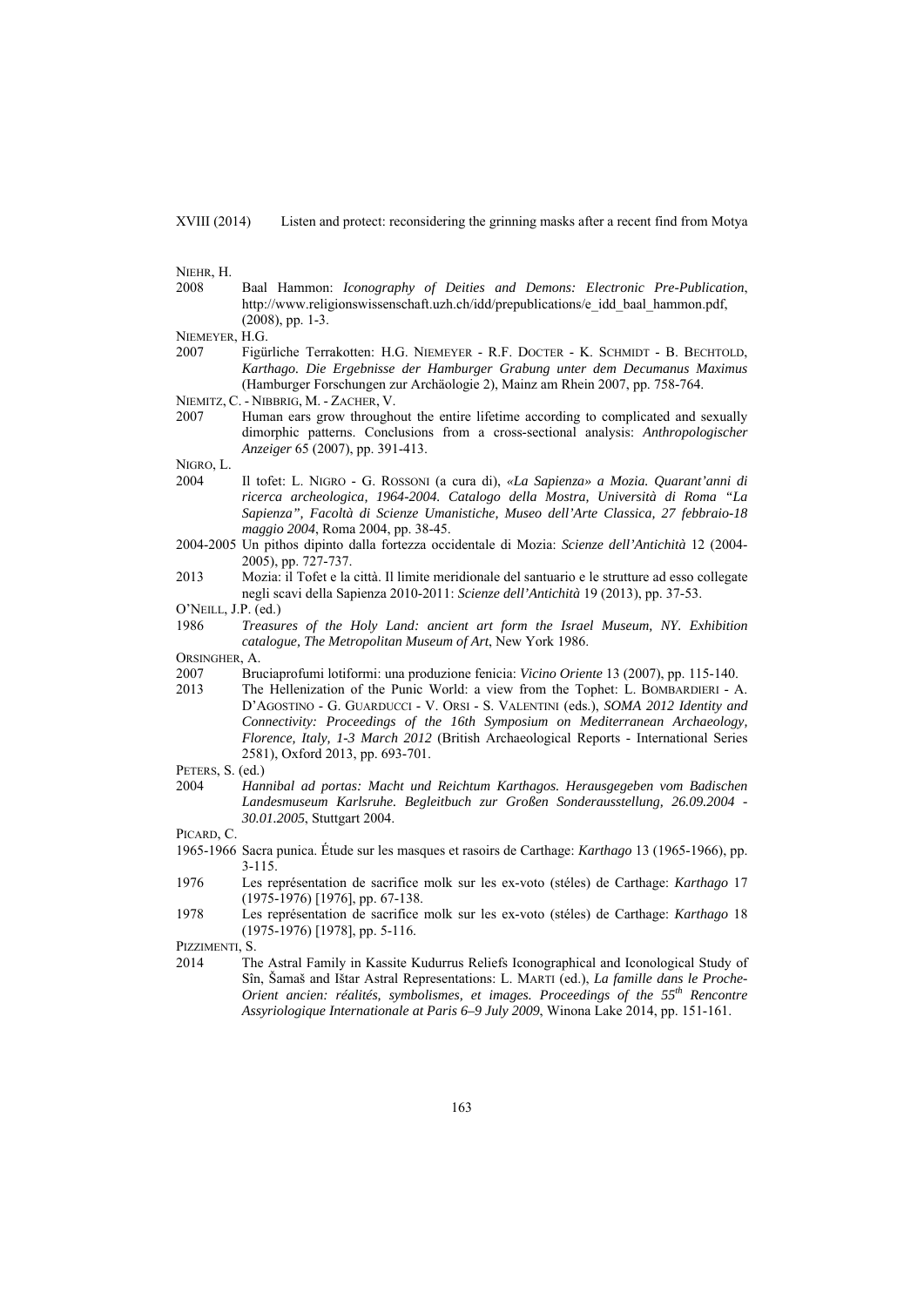NIEHR, H.

2008 Baal Hammon: *Iconography of Deities and Demons: Electronic Pre-Publication*, http://www.religionswissenschaft.uzh.ch/idd/prepublications/e_idd_baal_hammon.pdf, (2008), pp. 1-3.

NIEMEYER, H.G.

2007 Figürliche Terrakotten: H.G. NIEMEYER - R.F. DOCTER - K. SCHMIDT - B. BECHTOLD, *Karthago. Die Ergebnisse der Hamburger Grabung unter dem Decumanus Maximus* (Hamburger Forschungen zur Archäologie 2), Mainz am Rhein 2007, pp. 758-764.

NIEMITZ, C. - NIBBRIG, M. - ZACHER, V.

2007 Human ears grow throughout the entire lifetime according to complicated and sexually dimorphic patterns. Conclusions from a cross-sectional analysis: *Anthropologischer Anzeiger* 65 (2007), pp. 391-413.

NIGRO, L.

2004 Il tofet: L. NIGRO - G. ROSSONI (a cura di), *«La Sapienza» a Mozia. Quarant'anni di ricerca archeologica, 1964-2004. Catalogo della Mostra, Università di Roma "La Sapienza", Facoltà di Scienze Umanistiche, Museo dell'Arte Classica, 27 febbraio-18 maggio 2004*, Roma 2004, pp. 38-45.

2004-2005 Un pithos dipinto dalla fortezza occidentale di Mozia: *Scienze dell'Antichità* 12 (2004-2005), pp. 727-737.

2013 Mozia: il Tofet e la città. Il limite meridionale del santuario e le strutture ad esso collegate negli scavi della Sapienza 2010-2011: *Scienze dell'Antichità* 19 (2013), pp. 37-53.

O'NEILL, J.P. (ed.)

1986 *Treasures of the Holy Land: ancient art form the Israel Museum, NY. Exhibition catalogue, The Metropolitan Museum of Art*, New York 1986.

ORSINGHER, A.

2007 Bruciaprofumi lotiformi: una produzione fenicia: *Vicino Oriente* 13 (2007), pp. 115-140.

2013 The Hellenization of the Punic World: a view from the Tophet: L. BOMBARDIERI - A. D'AGOSTINO - G. GUARDUCCI - V. ORSI - S. VALENTINI (eds.), *SOMA 2012 Identity and Connectivity: Proceedings of the 16th Symposium on Mediterranean Archaeology, Florence, Italy, 1-3 March 2012* (British Archaeological Reports - International Series 2581), Oxford 2013, pp. 693-701.

PETERS, S. (ed.)

2004 *Hannibal ad portas: Macht und Reichtum Karthagos. Herausgegeben vom Badischen Landesmuseum Karlsruhe. Begleitbuch zur Großen Sonderausstellung, 26.09.2004 - 30.01.2005*, Stuttgart 2004.

PICARD, C.

1965-1966 Sacra punica. Étude sur les masques et rasoirs de Carthage: *Karthago* 13 (1965-1966), pp. 3-115.

1976 Les représentation de sacrifice molk sur les ex-voto (stéles) de Carthage: *Karthago* 17 (1975-1976) [1976], pp. 67-138.

1978 Les représentation de sacrifice molk sur les ex-voto (stéles) de Carthage: *Karthago* 18 (1975-1976) [1978], pp. 5-116.

PIZZIMENTI, S.

2014 The Astral Family in Kassite Kudurrus Reliefs Iconographical and Iconological Study of Sîn, Šamaš and Ištar Astral Representations: L. MARTI (ed.), *La famille dans le Proche-Orient ancien: réalités, symbolismes, et images. Proceedings of the 55th Rencontre Assyriologique Internationale at Paris 6–9 July 2009*, Winona Lake 2014, pp. 151-161.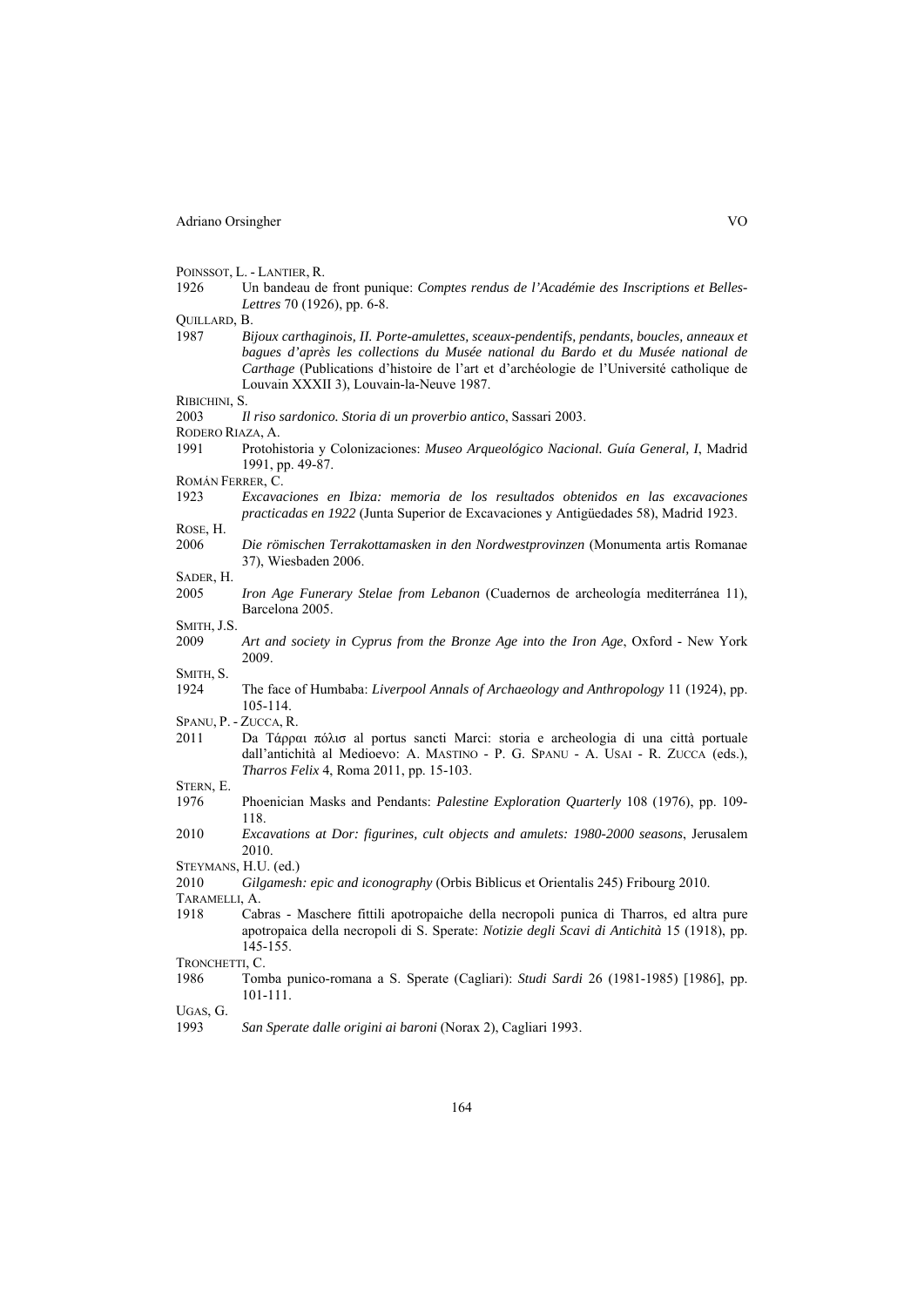POINSSOT, L. - LANTIER, R.

1926 Un bandeau de front punique: *Comptes rendus de l'Académie des Inscriptions et Belles-Lettres* 70 (1926), pp. 6-8.

QUILLARD, B.

1987 *Bijoux carthaginois, II. Porte-amulettes, sceaux-pendentifs, pendants, boucles, anneaux et bagues d'après les collections du Musée national du Bardo et du Musée national de Carthage* (Publications d'histoire de l'art et d'archéologie de l'Université catholique de Louvain XXXII 3), Louvain-la-Neuve 1987.

RIBICHINI, S.

2003 *Il riso sardonico. Storia di un proverbio antico*, Sassari 2003.

RODERO RIAZA, A.

1991 Protohistoria y Colonizaciones: *Museo Arqueológico Nacional. Guía General, I*, Madrid 1991, pp. 49-87.

ROMÁN FERRER, C.

1923 *Excavaciones en Ibiza: memoria de los resultados obtenidos en las excavaciones practicadas en 1922* (Junta Superior de Excavaciones y Antigüedades 58), Madrid 1923.

ROSE, H.

2006 *Die römischen Terrakottamasken in den Nordwestprovinzen* (Monumenta artis Romanae 37), Wiesbaden 2006.

SADER, H.

2005 *Iron Age Funerary Stelae from Lebanon* (Cuadernos de archeología mediterránea 11), Barcelona 2005.

SMITH, J.S.

2009 *Art and society in Cyprus from the Bronze Age into the Iron Age*, Oxford - New York 2009.

SMITH, S.

1924 The face of Humbaba: *Liverpool Annals of Archaeology and Anthropology* 11 (1924), pp. 105-114.

SPANU, P. - ZUCCA, R.

2011 Da Τάρραι πόλισ al portus sancti Marci: storia e archeologia di una città portuale dall'antichità al Medioevo: A. MASTINO - P. G. SPANU - A. USAI - R. ZUCCA (eds.), *Tharros Felix* 4, Roma 2011, pp. 15-103.

STERN, E.

1976 Phoenician Masks and Pendants: *Palestine Exploration Quarterly* 108 (1976), pp. 109-118.

2010 *Excavations at Dor: figurines, cult objects and amulets: 1980-2000 seasons*, Jerusalem 2010.

STEYMANS, H.U. (ed.)

2010 *Gilgamesh: epic and iconography* (Orbis Biblicus et Orientalis 245) Fribourg 2010.

TARAMELLI, A.

1918 Cabras - Maschere fittili apotropaiche della necropoli punica di Tharros, ed altra pure apotropaica della necropoli di S. Sperate: *Notizie degli Scavi di Antichità* 15 (1918), pp. 145-155.

TRONCHETTI, C.

1986 Tomba punico-romana a S. Sperate (Cagliari): *Studi Sardi* 26 (1981-1985) [1986], pp. 101-111.

UGAS, G.

1993 *San Sperate dalle origini ai baroni* (Norax 2), Cagliari 1993.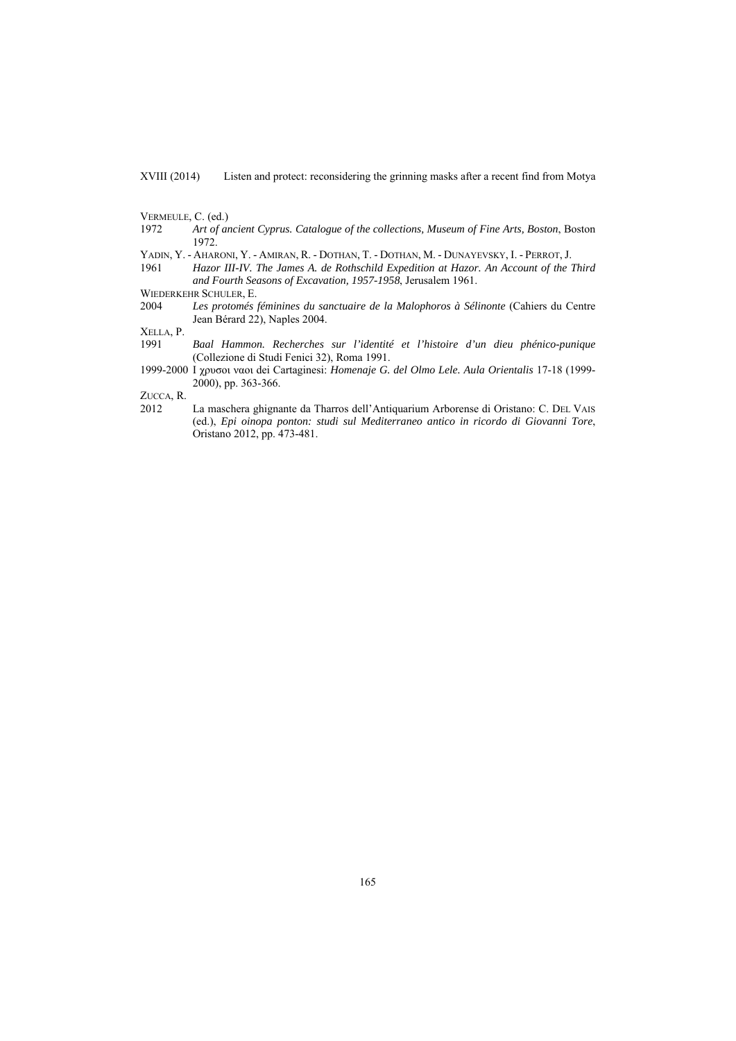VERMEULE, C. (ed.)

1972 *Art of ancient Cyprus. Catalogue of the collections, Museum of Fine Arts, Boston*, Boston 1972.

YADIN, Y. - AHARONI, Y. - AMIRAN, R. - DOTHAN, T. - DOTHAN, M. - DUNAYEVSKY, I. - PERROT, J.

1961 *Hazor III-IV. The James A. de Rothschild Expedition at Hazor. An Account of the Third and Fourth Seasons of Excavation, 1957-1958*, Jerusalem 1961.

WIEDERKEHR SCHULER, E.

2004 *Les protomés féminines du sanctuaire de la Malophoros à Sélinonte* (Cahiers du Centre Jean Bérard 22), Naples 2004.

XELLA, P.

1991 *Baal Hammon. Recherches sur l'identité et l'histoire d'un dieu phénico-punique* (Collezione di Studi Fenici 32), Roma 1991.

1999-2000 I χρυσοι ναοι dei Cartaginesi: *Homenaje G. del Olmo Lele. Aula Orientalis* 17-18 (1999-2000), pp. 363-366.

ZUCCA, R.

2012 La maschera ghignante da Tharros dell'Antiquarium Arborense di Oristano: C. DEL VAIS (ed.), *Epi oinopa ponton: studi sul Mediterraneo antico in ricordo di Giovanni Tore*, Oristano 2012, pp. 473-481.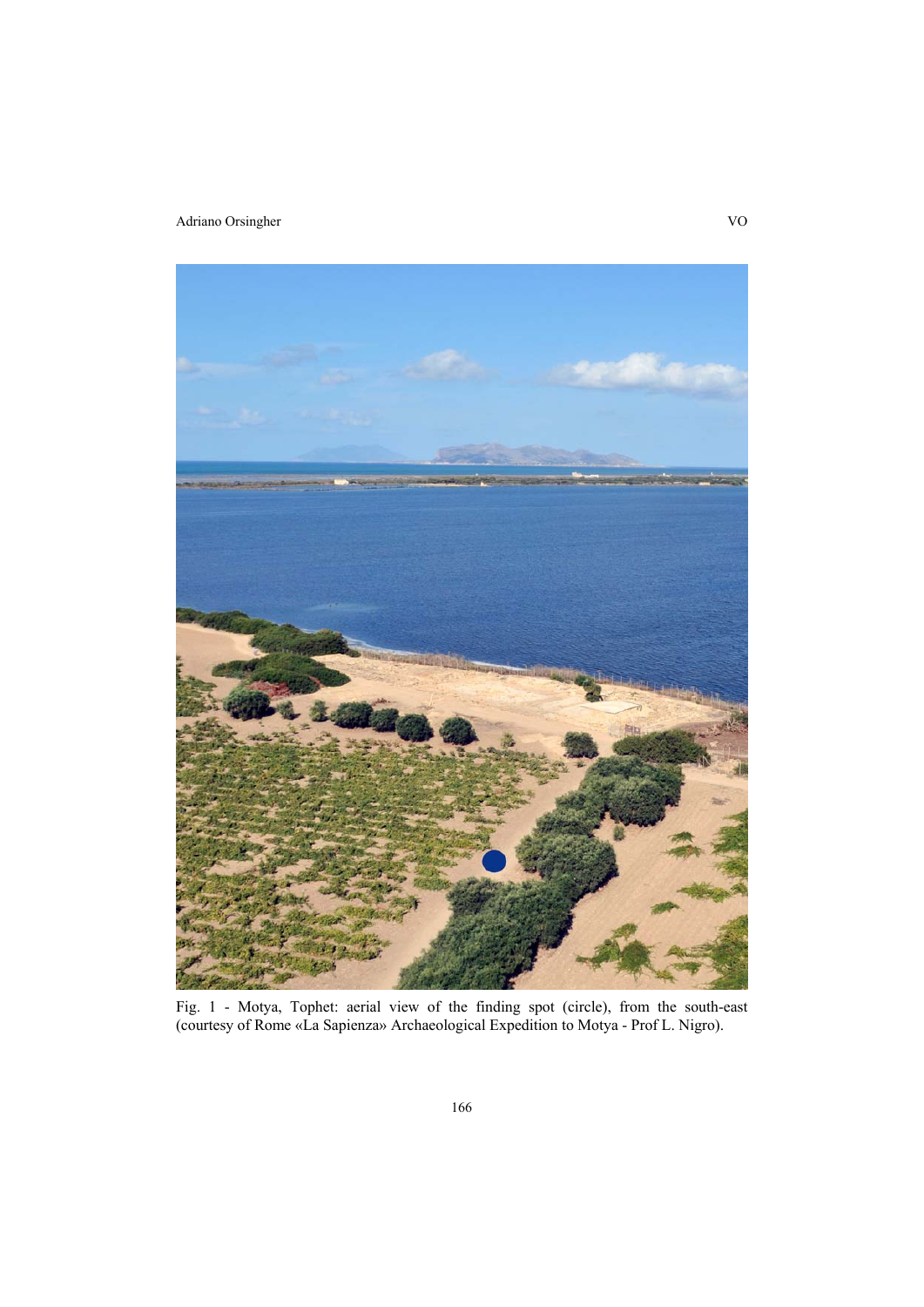Fig. 1 - Motya, Tophet: aerial view of the finding spot (circle), from the south-east (courtesy of Rome «La Sapienza» Archaeological Expedition to Motya - Prof L. Nigro).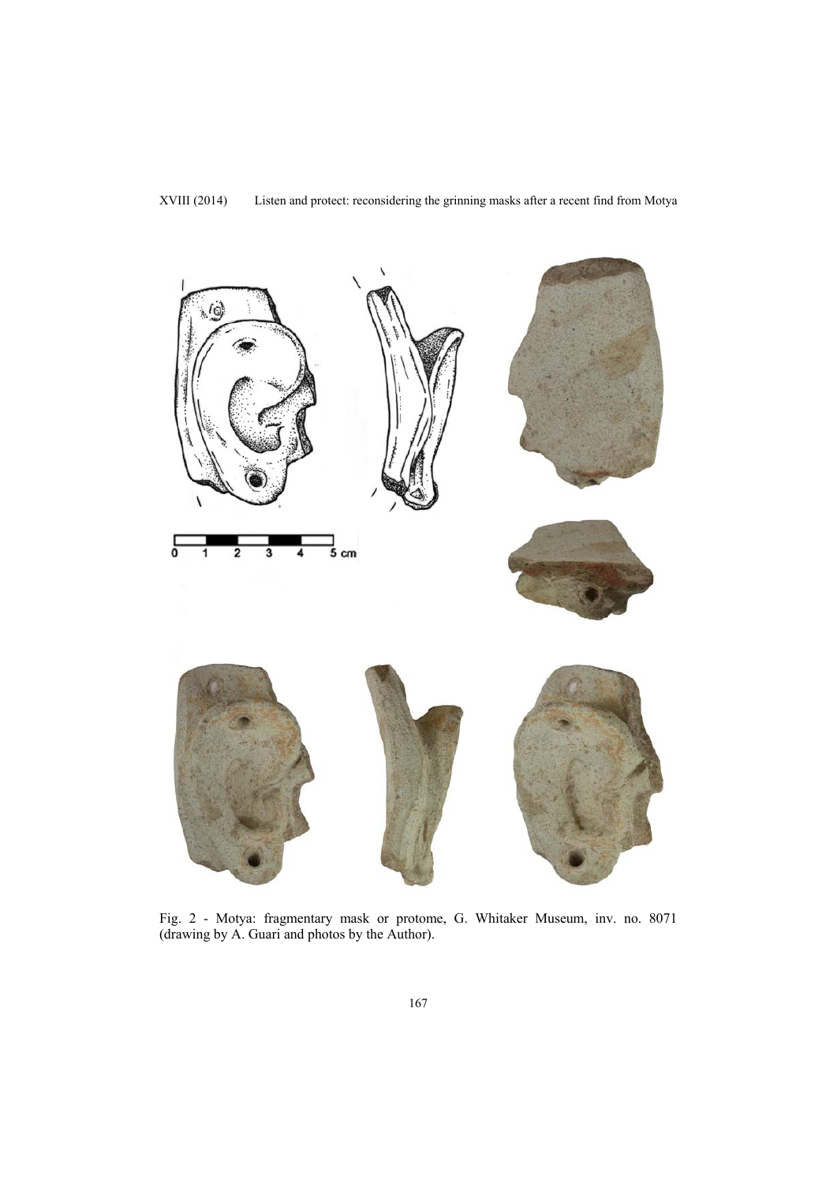Fig. 2 - Motya: fragmentary mask or protome, G. Whitaker Museum, inv. no. 8071 (drawing by A. Guari and photos by the Author).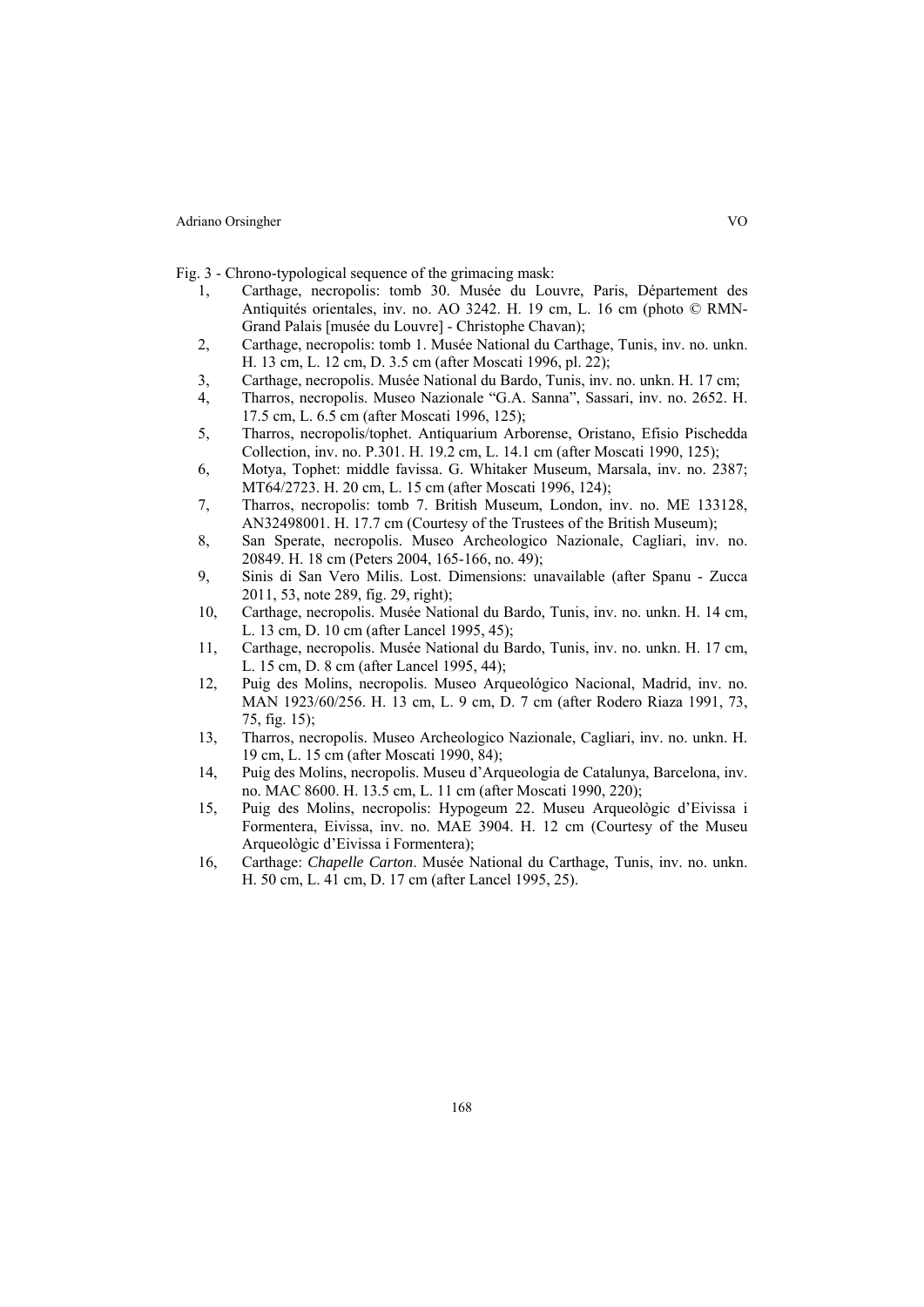Fig. 3 - Chrono-typological sequence of the grimacing mask:

1, Carthage, necropolis: tomb 30. Musée du Louvre, Paris, Département des Antiquités orientales, inv. no. AO 3242. H. 19 cm, L. 16 cm (photo © RMN-Grand Palais [musée du Louvre] - Christophe Chavan);

2, Carthage, necropolis: tomb 1. Musée National du Carthage, Tunis, inv. no. unkn. H. 13 cm, L. 12 cm, D. 3.5 cm (after Moscati 1996, pl. 22);

3, Carthage, necropolis. Musée National du Bardo, Tunis, inv. no. unkn. H. 17 cm;

4, Tharros, necropolis. Museo Nazionale "G.A. Sanna", Sassari, inv. no. 2652. H. 17.5 cm, L. 6.5 cm (after Moscati 1996, 125);

5, Tharros, necropolis/tophet. Antiquarium Arborense, Oristano, Efisio Pischedda Collection, inv. no. P.301. H. 19.2 cm, L. 14.1 cm (after Moscati 1990, 125);

6, Motya, Tophet: middle favissa. G. Whitaker Museum, Marsala, inv. no. 2387; MT64/2723. H. 20 cm, L. 15 cm (after Moscati 1996, 124);

7, Tharros, necropolis: tomb 7. British Museum, London, inv. no. ME 133128, AN32498001. H. 17.7 cm (Courtesy of the Trustees of the British Museum);

8, San Sperate, necropolis. Museo Archeologico Nazionale, Cagliari, inv. no. 20849. H. 18 cm (Peters 2004, 165-166, no. 49);

9, Sinis di San Vero Milis. Lost. Dimensions: unavailable (after Spanu - Zucca 2011, 53, note 289, fig. 29, right);

10, Carthage, necropolis. Musée National du Bardo, Tunis, inv. no. unkn. H. 14 cm, L. 13 cm, D. 10 cm (after Lancel 1995, 45);

11, Carthage, necropolis. Musée National du Bardo, Tunis, inv. no. unkn. H. 17 cm, L. 15 cm, D. 8 cm (after Lancel 1995, 44);

12, Puig des Molins, necropolis. Museo Arqueológico Nacional, Madrid, inv. no. MAN 1923/60/256. H. 13 cm, L. 9 cm, D. 7 cm (after Rodero Riaza 1991, 73, 75, fig. 15);

13, Tharros, necropolis. Museo Archeologico Nazionale, Cagliari, inv. no. unkn. H. 19 cm, L. 15 cm (after Moscati 1990, 84);

14, Puig des Molins, necropolis. Museu d'Arqueologia de Catalunya, Barcelona, inv. no. MAC 8600. H. 13.5 cm, L. 11 cm (after Moscati 1990, 220);

15, Puig des Molins, necropolis: Hypogeum 22. Museu Arqueològic d'Eivissa i Formentera, Eivissa, inv. no. MAE 3904. H. 12 cm (Courtesy of the Museu Arqueològic d'Eivissa i Formentera);

16, Carthage: *Chapelle Carton*. Musée National du Carthage, Tunis, inv. no. unkn. H. 50 cm, L. 41 cm, D. 17 cm (after Lancel 1995, 25).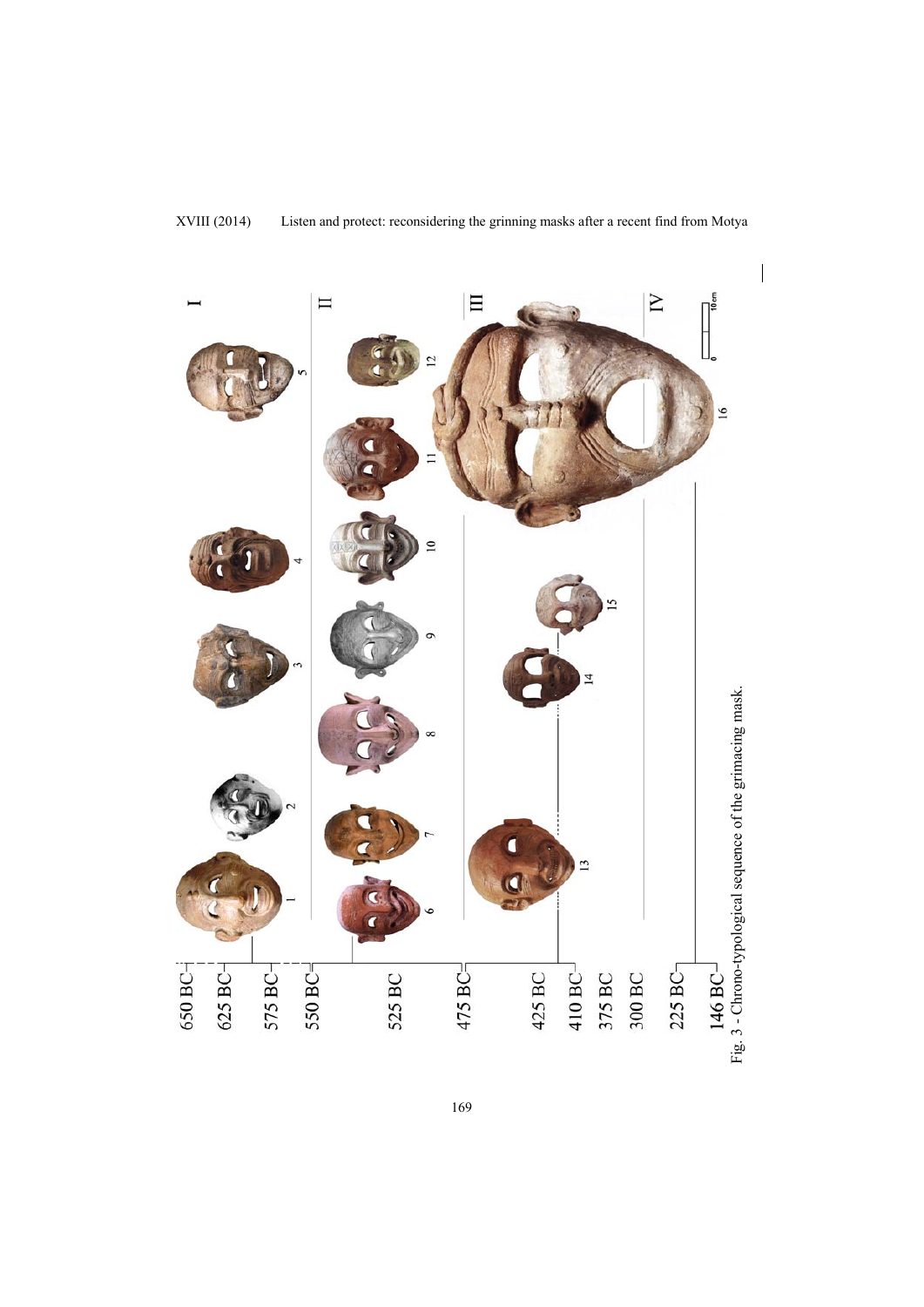I

II

III

IV

650 BC
625 BC
575 BC
550 BC
525 BC
475 BC
425 BC
410 BC
375 BC
300 BC
225 BC
146 BC

1 2 3 4 5 6 7 8 9 10 11 12 13 14 15 16

0 10 cm

Fig. 3 - Chrono-typological sequence of the grimacing mask.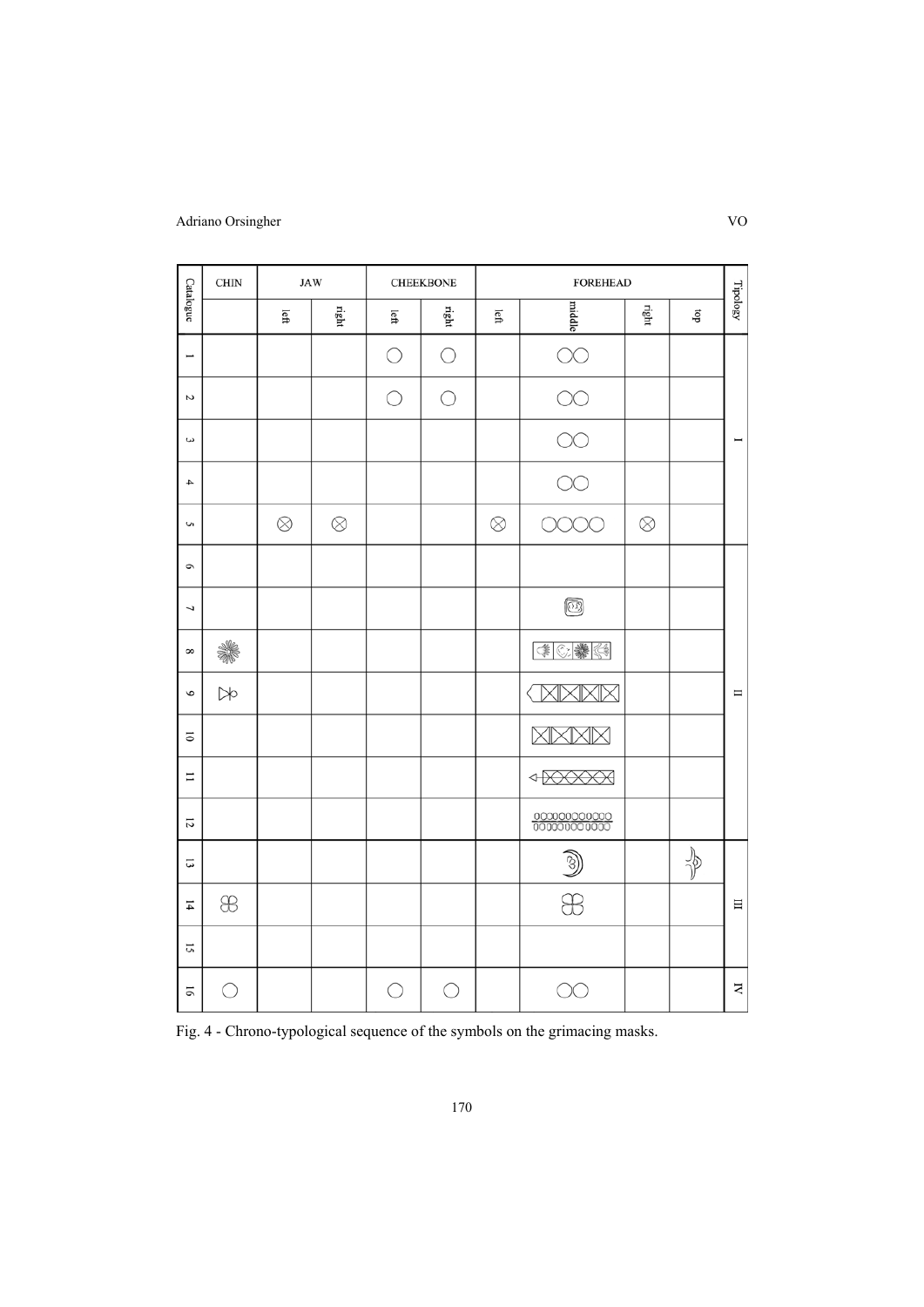| Catalogue | CHIN | JAW | | CHEEKBONE | | FOREHEAD | | | | Tipology |
|---|---|---|---|---|---|---|---|---|---|---|
| | | left | right | left | right | left | middle | right | top | |
| 1 | | | | ○ | ○ | | ○○ | | | |
| 2 | | | | ○ | ○ | | ○○ | | | |
| 3 | | | | | | | ○○ | | | I |
| 4 | | | | | | | ○○ | | | |
| 5 | | ⊗ | ⊗ | | | ⊗ | ○○○○ | ⊗ | | |
| 6 | | | | | | | | | | |
| 7 | | | | | | | | | | |
| 8 | | | | | | | | | | |
| 9 | | | | | | | ⊠⊠⊠⊠ | | | II |
| 10 | | | | | | | ⊠⊠⊠⊠ | | | |
| 11 | | | | | | | | | | |
| 12 | | | | | | | | | | |
| 13 | | | | | | | | | | |
| 14 | | | | | | | | | | III |
| 15 | | | | | | | | | | |
| 16 | ○ | | | ○ | ○ | | ○○ | | | IV |

Fig. 4 - Chrono-typological sequence of the symbols on the grimacing masks.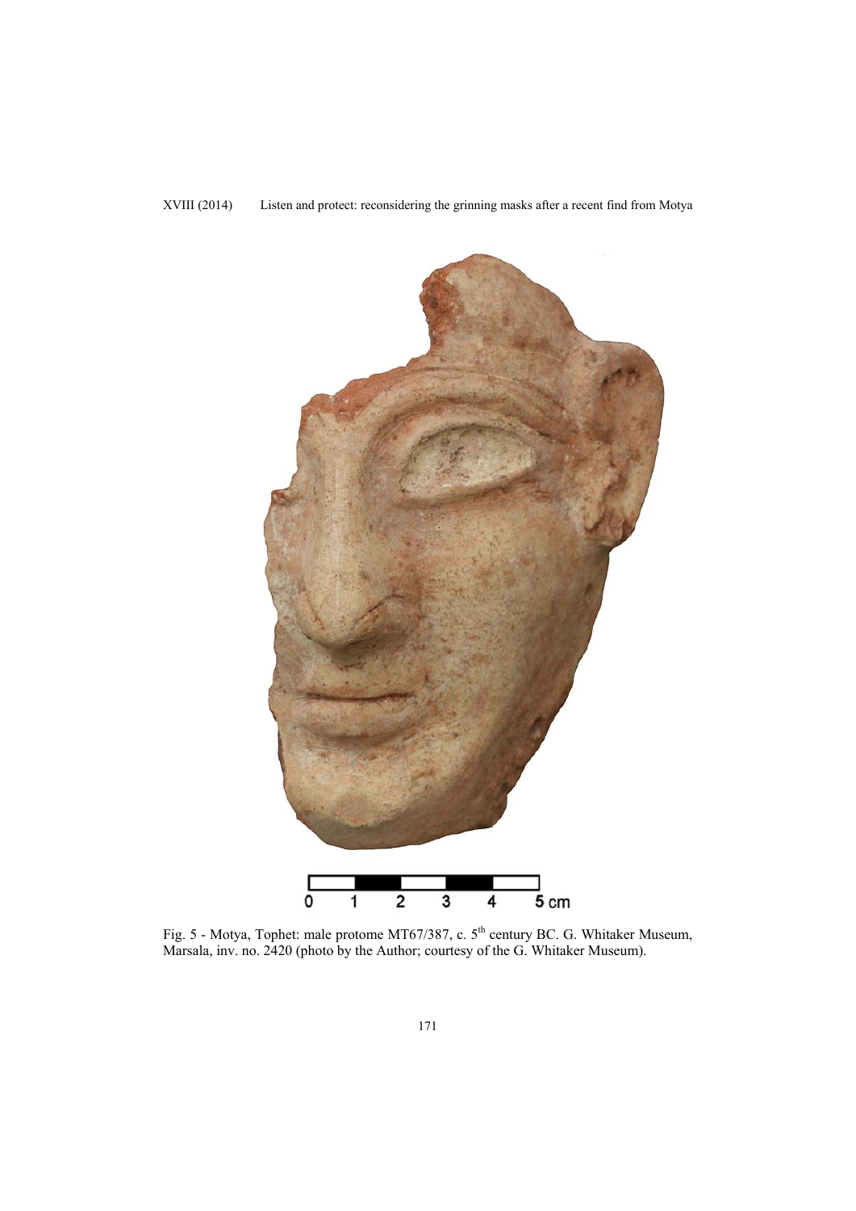0 1 2 3 4 5 cm

Fig. 5 - Motya, Tophet: male protome MT67/387, c. 5th century BC. G. Whitaker Museum, Marsala, inv. no. 2420 (photo by the Author; courtesy of the G. Whitaker Museum).